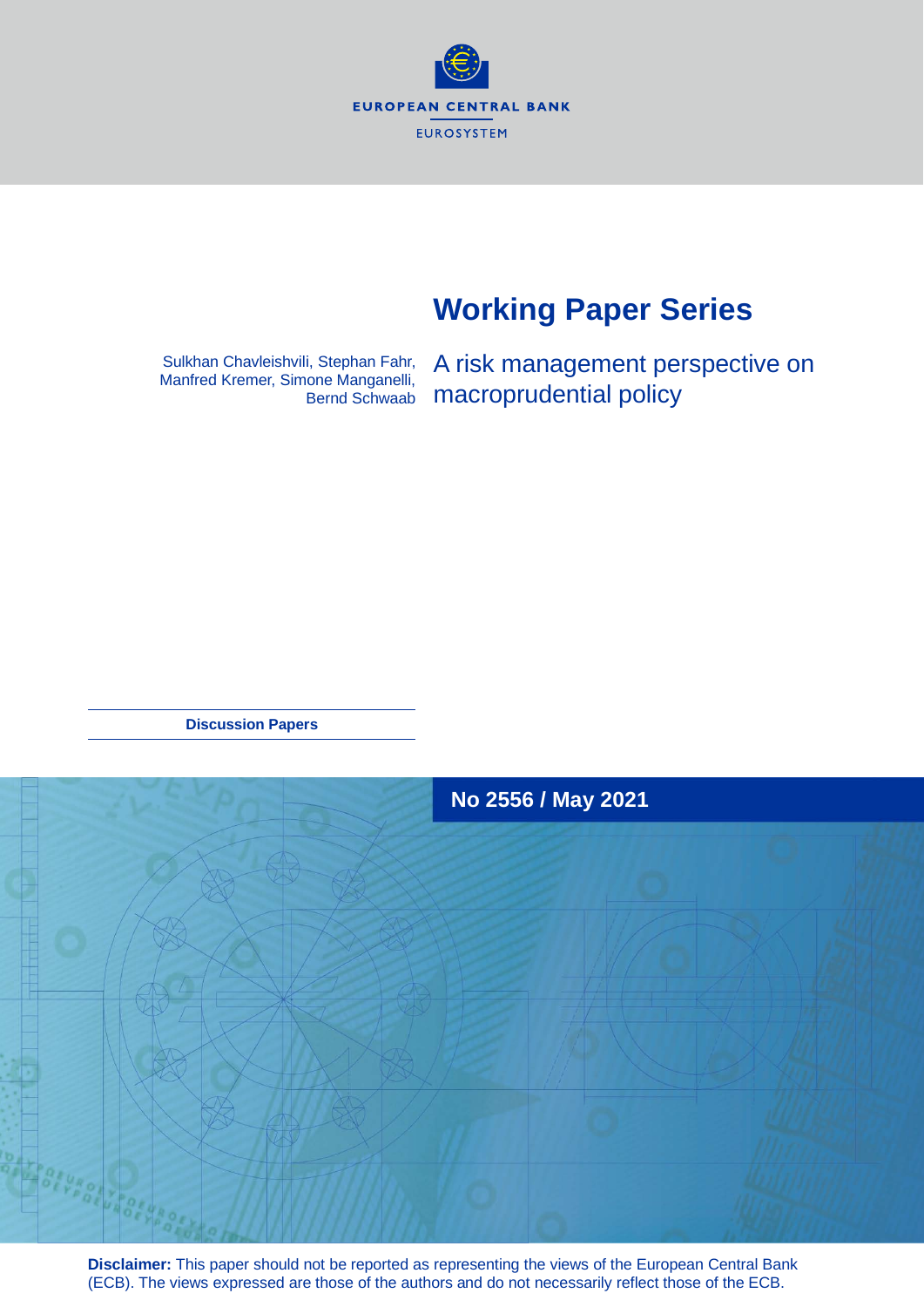EUROPEAN CENTRAL BANK

EUROSYSTEM

# Working Paper Series

Sulkhan Chavleishvili, Stephan Fahr, Manfred Kremer, Simone Manganelli, Bernd Schwaab

## A risk management perspective on macroprudential policy

**Discussion Papers**

**No 2556 / May 2021**

**Disclaimer:** This paper should not be reported as representing the views of the European Central Bank (ECB). The views expressed are those of the authors and do not necessarily reflect those of the ECB.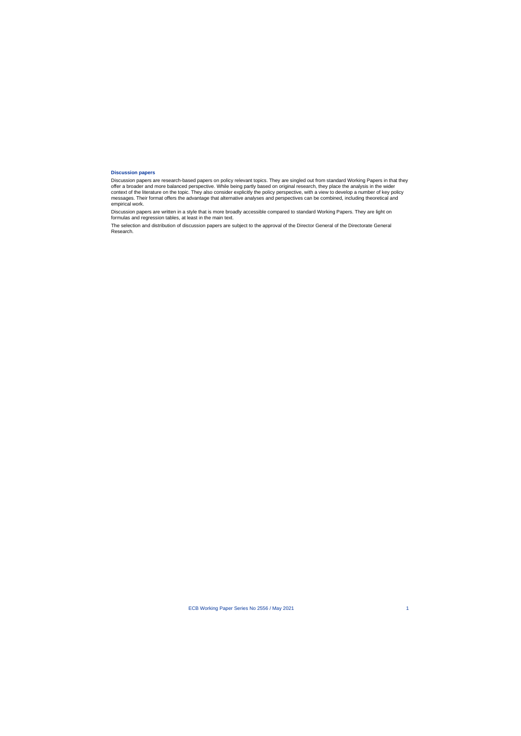**Discussion papers**

Discussion papers are research-based papers on policy relevant topics. They are singled out from standard Working Papers in that they offer a broader and more balanced perspective. While being partly based on original research, they place the analysis in the wider context of the literature on the topic. They also consider explicitly the policy perspective, with a view to develop a number of key policy messages. Their format offers the advantage that alternative analyses and perspectives can be combined, including theoretical and empirical work.

Discussion papers are written in a style that is more broadly accessible compared to standard Working Papers. They are light on formulas and regression tables, at least in the main text.

The selection and distribution of discussion papers are subject to the approval of the Director General of the Directorate General Research.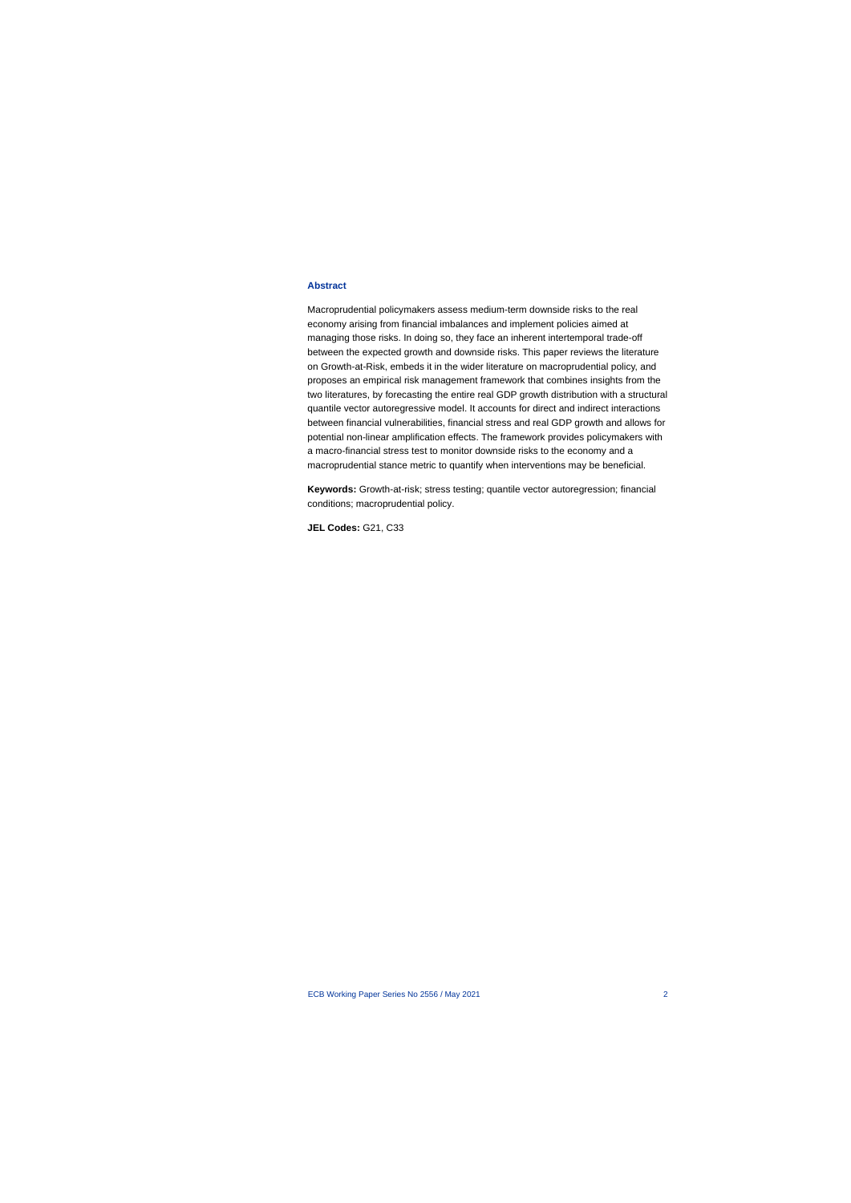## Abstract

Macroprudential policymakers assess medium-term downside risks to the real economy arising from financial imbalances and implement policies aimed at managing those risks. In doing so, they face an inherent intertemporal trade-off between the expected growth and downside risks. This paper reviews the literature on Growth-at-Risk, embeds it in the wider literature on macroprudential policy, and proposes an empirical risk management framework that combines insights from the two literatures, by forecasting the entire real GDP growth distribution with a structural quantile vector autoregressive model. It accounts for direct and indirect interactions between financial vulnerabilities, financial stress and real GDP growth and allows for potential non-linear amplification effects. The framework provides policymakers with a macro-financial stress test to monitor downside risks to the economy and a macroprudential stance metric to quantify when interventions may be beneficial.

**Keywords:** Growth-at-risk; stress testing; quantile vector autoregression; financial conditions; macroprudential policy.

**JEL Codes:** G21, C33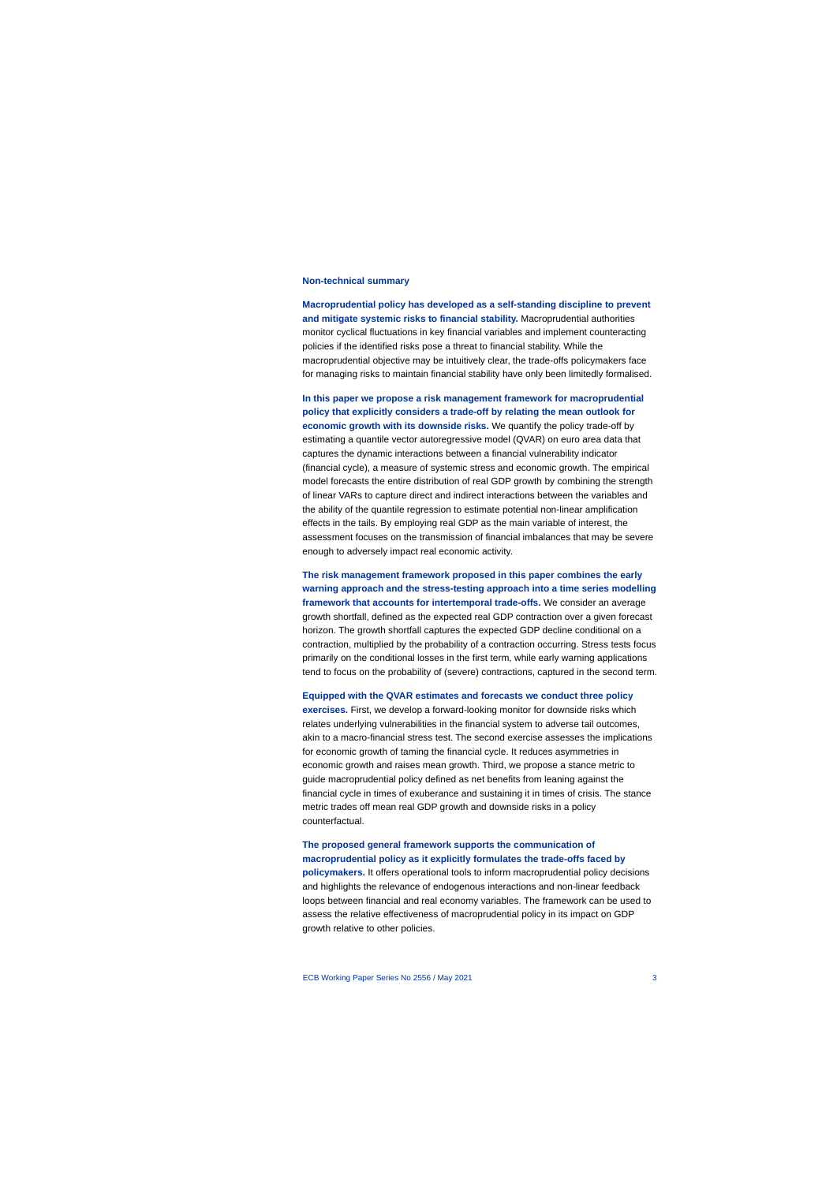## Non-technical summary

**Macroprudential policy has developed as a self-standing discipline to prevent and mitigate systemic risks to financial stability.** Macroprudential authorities monitor cyclical fluctuations in key financial variables and implement counteracting policies if the identified risks pose a threat to financial stability. While the macroprudential objective may be intuitively clear, the trade-offs policymakers face for managing risks to maintain financial stability have only been limitedly formalised.

**In this paper we propose a risk management framework for macroprudential policy that explicitly considers a trade-off by relating the mean outlook for economic growth with its downside risks.** We quantify the policy trade-off by estimating a quantile vector autoregressive model (QVAR) on euro area data that captures the dynamic interactions between a financial vulnerability indicator (financial cycle), a measure of systemic stress and economic growth. The empirical model forecasts the entire distribution of real GDP growth by combining the strength of linear VARs to capture direct and indirect interactions between the variables and the ability of the quantile regression to estimate potential non-linear amplification effects in the tails. By employing real GDP as the main variable of interest, the assessment focuses on the transmission of financial imbalances that may be severe enough to adversely impact real economic activity.

**The risk management framework proposed in this paper combines the early warning approach and the stress-testing approach into a time series modelling framework that accounts for intertemporal trade-offs.** We consider an average growth shortfall, defined as the expected real GDP contraction over a given forecast horizon. The growth shortfall captures the expected GDP decline conditional on a contraction, multiplied by the probability of a contraction occurring. Stress tests focus primarily on the conditional losses in the first term, while early warning applications tend to focus on the probability of (severe) contractions, captured in the second term.

**Equipped with the QVAR estimates and forecasts we conduct three policy exercises.** First, we develop a forward-looking monitor for downside risks which relates underlying vulnerabilities in the financial system to adverse tail outcomes, akin to a macro-financial stress test. The second exercise assesses the implications for economic growth of taming the financial cycle. It reduces asymmetries in economic growth and raises mean growth. Third, we propose a stance metric to guide macroprudential policy defined as net benefits from leaning against the financial cycle in times of exuberance and sustaining it in times of crisis. The stance metric trades off mean real GDP growth and downside risks in a policy counterfactual.

**The proposed general framework supports the communication of macroprudential policy as it explicitly formulates the trade-offs faced by policymakers.** It offers operational tools to inform macroprudential policy decisions and highlights the relevance of endogenous interactions and non-linear feedback loops between financial and real economy variables. The framework can be used to assess the relative effectiveness of macroprudential policy in its impact on GDP growth relative to other policies.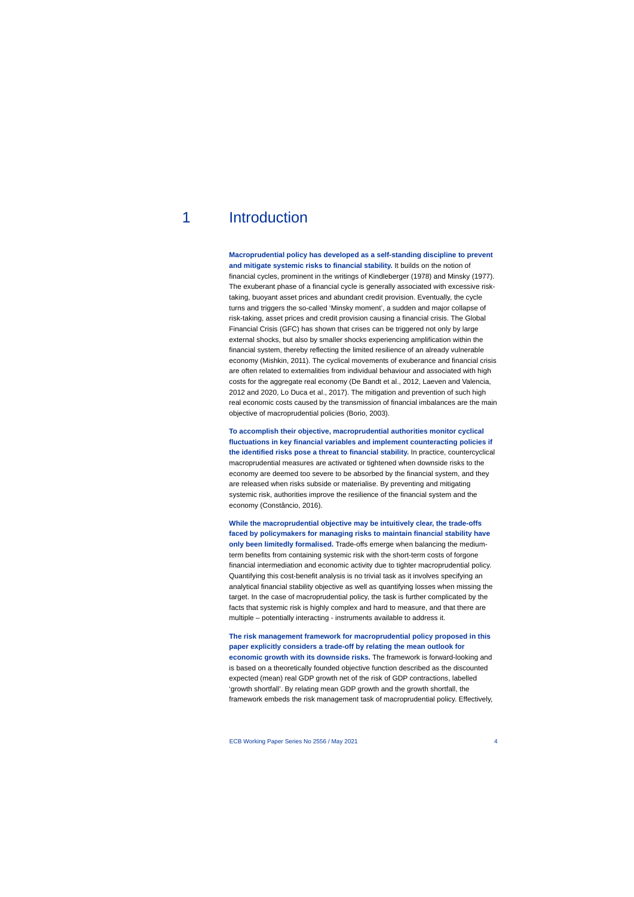# 1 Introduction

**Macroprudential policy has developed as a self-standing discipline to prevent and mitigate systemic risks to financial stability.** It builds on the notion of financial cycles, prominent in the writings of Kindleberger (1978) and Minsky (1977). The exuberant phase of a financial cycle is generally associated with excessive risk-taking, buoyant asset prices and abundant credit provision. Eventually, the cycle turns and triggers the so-called 'Minsky moment', a sudden and major collapse of risk-taking, asset prices and credit provision causing a financial crisis. The Global Financial Crisis (GFC) has shown that crises can be triggered not only by large external shocks, but also by smaller shocks experiencing amplification within the financial system, thereby reflecting the limited resilience of an already vulnerable economy (Mishkin, 2011). The cyclical movements of exuberance and financial crisis are often related to externalities from individual behaviour and associated with high costs for the aggregate real economy (De Bandt et al., 2012, Laeven and Valencia, 2012 and 2020, Lo Duca et al., 2017). The mitigation and prevention of such high real economic costs caused by the transmission of financial imbalances are the main objective of macroprudential policies (Borio, 2003).

**To accomplish their objective, macroprudential authorities monitor cyclical fluctuations in key financial variables and implement counteracting policies if the identified risks pose a threat to financial stability.** In practice, countercyclical macroprudential measures are activated or tightened when downside risks to the economy are deemed too severe to be absorbed by the financial system, and they are released when risks subside or materialise. By preventing and mitigating systemic risk, authorities improve the resilience of the financial system and the economy (Constâncio, 2016).

**While the macroprudential objective may be intuitively clear, the trade-offs faced by policymakers for managing risks to maintain financial stability have only been limitedly formalised.** Trade-offs emerge when balancing the medium-term benefits from containing systemic risk with the short-term costs of forgone financial intermediation and economic activity due to tighter macroprudential policy. Quantifying this cost-benefit analysis is no trivial task as it involves specifying an analytical financial stability objective as well as quantifying losses when missing the target. In the case of macroprudential policy, the task is further complicated by the facts that systemic risk is highly complex and hard to measure, and that there are multiple – potentially interacting - instruments available to address it.

**The risk management framework for macroprudential policy proposed in this paper explicitly considers a trade-off by relating the mean outlook for economic growth with its downside risks.** The framework is forward-looking and is based on a theoretically founded objective function described as the discounted expected (mean) real GDP growth net of the risk of GDP contractions, labelled 'growth shortfall'. By relating mean GDP growth and the growth shortfall, the framework embeds the risk management task of macroprudential policy. Effectively,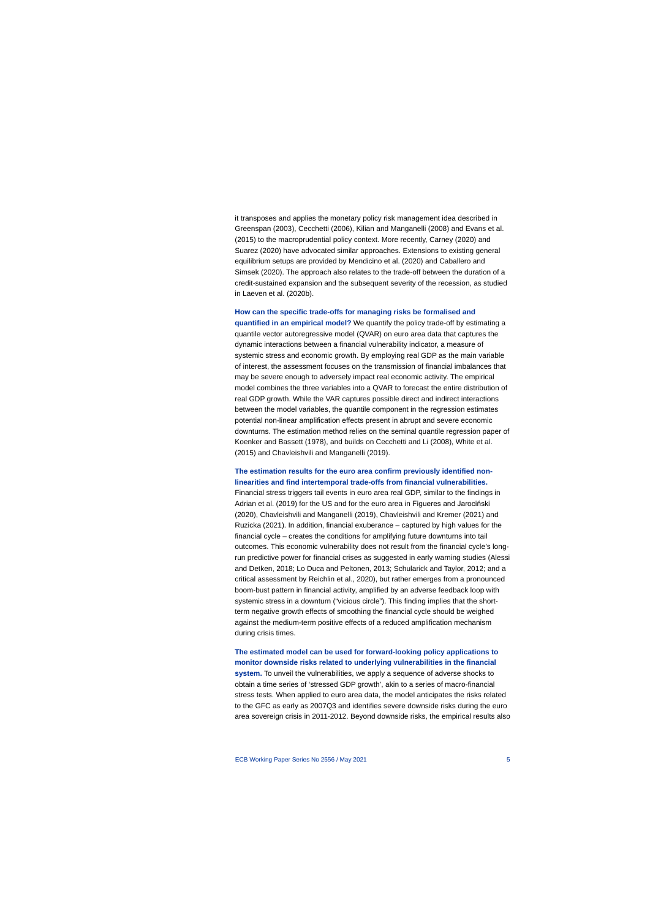it transposes and applies the monetary policy risk management idea described in Greenspan (2003), Cecchetti (2006), Kilian and Manganelli (2008) and Evans et al. (2015) to the macroprudential policy context. More recently, Carney (2020) and Suarez (2020) have advocated similar approaches. Extensions to existing general equilibrium setups are provided by Mendicino et al. (2020) and Caballero and Simsek (2020). The approach also relates to the trade-off between the duration of a credit-sustained expansion and the subsequent severity of the recession, as studied in Laeven et al. (2020b).

**How can the specific trade-offs for managing risks be formalised and quantified in an empirical model?** We quantify the policy trade-off by estimating a quantile vector autoregressive model (QVAR) on euro area data that captures the dynamic interactions between a financial vulnerability indicator, a measure of systemic stress and economic growth. By employing real GDP as the main variable of interest, the assessment focuses on the transmission of financial imbalances that may be severe enough to adversely impact real economic activity. The empirical model combines the three variables into a QVAR to forecast the entire distribution of real GDP growth. While the VAR captures possible direct and indirect interactions between the model variables, the quantile component in the regression estimates potential non-linear amplification effects present in abrupt and severe economic downturns. The estimation method relies on the seminal quantile regression paper of Koenker and Bassett (1978), and builds on Cecchetti and Li (2008), White et al. (2015) and Chavleishvili and Manganelli (2019).

**The estimation results for the euro area confirm previously identified non-linearities and find intertemporal trade-offs from financial vulnerabilities.** Financial stress triggers tail events in euro area real GDP, similar to the findings in Adrian et al. (2019) for the US and for the euro area in Figueres and Jarociński (2020), Chavleishvili and Manganelli (2019), Chavleishvili and Kremer (2021) and Ruzicka (2021). In addition, financial exuberance – captured by high values for the financial cycle – creates the conditions for amplifying future downturns into tail outcomes. This economic vulnerability does not result from the financial cycle's long-run predictive power for financial crises as suggested in early warning studies (Alessi and Detken, 2018; Lo Duca and Peltonen, 2013; Schularick and Taylor, 2012; and a critical assessment by Reichlin et al., 2020), but rather emerges from a pronounced boom-bust pattern in financial activity, amplified by an adverse feedback loop with systemic stress in a downturn ("vicious circle"). This finding implies that the short-term negative growth effects of smoothing the financial cycle should be weighed against the medium-term positive effects of a reduced amplification mechanism during crisis times.

**The estimated model can be used for forward-looking policy applications to monitor downside risks related to underlying vulnerabilities in the financial system.** To unveil the vulnerabilities, we apply a sequence of adverse shocks to obtain a time series of 'stressed GDP growth', akin to a series of macro-financial stress tests. When applied to euro area data, the model anticipates the risks related to the GFC as early as 2007Q3 and identifies severe downside risks during the euro area sovereign crisis in 2011-2012. Beyond downside risks, the empirical results also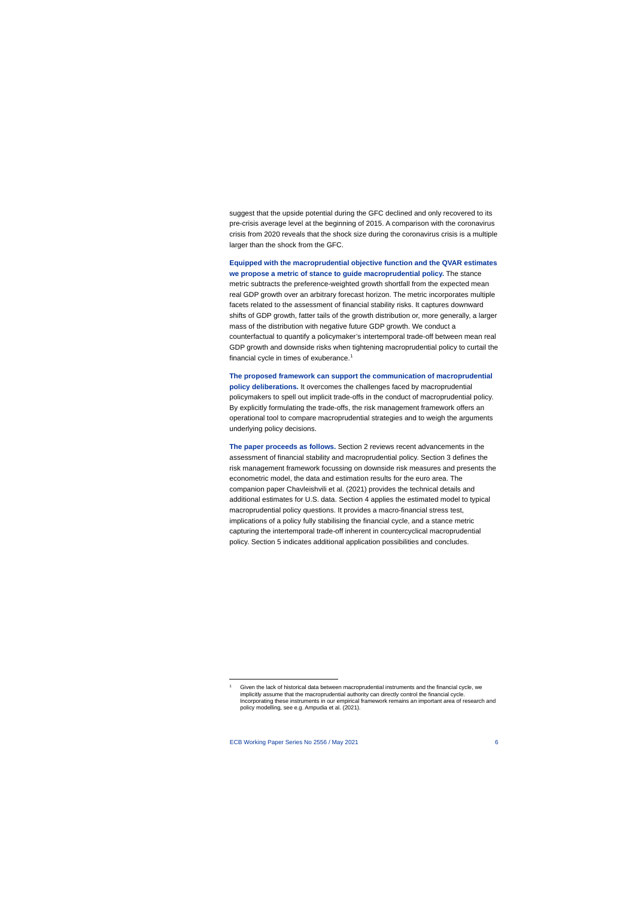suggest that the upside potential during the GFC declined and only recovered to its pre-crisis average level at the beginning of 2015. A comparison with the coronavirus crisis from 2020 reveals that the shock size during the coronavirus crisis is a multiple larger than the shock from the GFC.

**Equipped with the macroprudential objective function and the QVAR estimates we propose a metric of stance to guide macroprudential policy.** The stance metric subtracts the preference-weighted growth shortfall from the expected mean real GDP growth over an arbitrary forecast horizon. The metric incorporates multiple facets related to the assessment of financial stability risks. It captures downward shifts of GDP growth, fatter tails of the growth distribution or, more generally, a larger mass of the distribution with negative future GDP growth. We conduct a counterfactual to quantify a policymaker's intertemporal trade-off between mean real GDP growth and downside risks when tightening macroprudential policy to curtail the financial cycle in times of exuberance.[1]

**The proposed framework can support the communication of macroprudential policy deliberations.** It overcomes the challenges faced by macroprudential policymakers to spell out implicit trade-offs in the conduct of macroprudential policy. By explicitly formulating the trade-offs, the risk management framework offers an operational tool to compare macroprudential strategies and to weigh the arguments underlying policy decisions.

**The paper proceeds as follows.** Section 2 reviews recent advancements in the assessment of financial stability and macroprudential policy. Section 3 defines the risk management framework focussing on downside risk measures and presents the econometric model, the data and estimation results for the euro area. The companion paper Chavleishvili et al. (2021) provides the technical details and additional estimates for U.S. data. Section 4 applies the estimated model to typical macroprudential policy questions. It provides a macro-financial stress test, implications of a policy fully stabilising the financial cycle, and a stance metric capturing the intertemporal trade-off inherent in countercyclical macroprudential policy. Section 5 indicates additional application possibilities and concludes.

[1] Given the lack of historical data between macroprudential instruments and the financial cycle, we implicitly assume that the macroprudential authority can directly control the financial cycle. Incorporating these instruments in our empirical framework remains an important area of research and policy modelling, see e.g. Ampudia et al. (2021).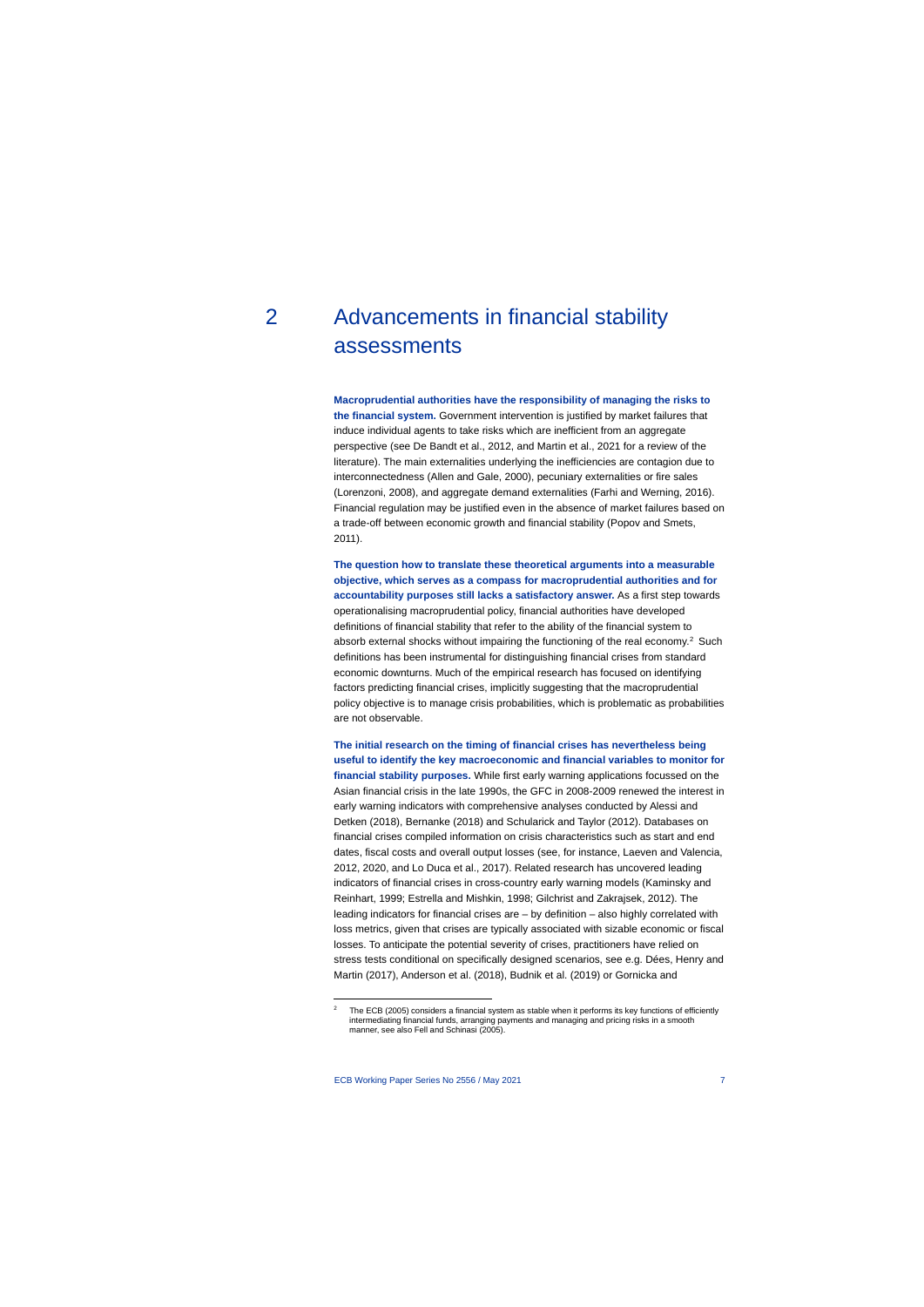# 2 Advancements in financial stability assessments

**Macroprudential authorities have the responsibility of managing the risks to the financial system.** Government intervention is justified by market failures that induce individual agents to take risks which are inefficient from an aggregate perspective (see De Bandt et al., 2012, and Martin et al., 2021 for a review of the literature). The main externalities underlying the inefficiencies are contagion due to interconnectedness (Allen and Gale, 2000), pecuniary externalities or fire sales (Lorenzoni, 2008), and aggregate demand externalities (Farhi and Werning, 2016). Financial regulation may be justified even in the absence of market failures based on a trade-off between economic growth and financial stability (Popov and Smets, 2011).

**The question how to translate these theoretical arguments into a measurable objective, which serves as a compass for macroprudential authorities and for accountability purposes still lacks a satisfactory answer.** As a first step towards operationalising macroprudential policy, financial authorities have developed definitions of financial stability that refer to the ability of the financial system to absorb external shocks without impairing the functioning of the real economy.[2] Such definitions has been instrumental for distinguishing financial crises from standard economic downturns. Much of the empirical research has focused on identifying factors predicting financial crises, implicitly suggesting that the macroprudential policy objective is to manage crisis probabilities, which is problematic as probabilities are not observable.

**The initial research on the timing of financial crises has nevertheless being useful to identify the key macroeconomic and financial variables to monitor for financial stability purposes.** While first early warning applications focussed on the Asian financial crisis in the late 1990s, the GFC in 2008-2009 renewed the interest in early warning indicators with comprehensive analyses conducted by Alessi and Detken (2018), Bernanke (2018) and Schularick and Taylor (2012). Databases on financial crises compiled information on crisis characteristics such as start and end dates, fiscal costs and overall output losses (see, for instance, Laeven and Valencia, 2012, 2020, and Lo Duca et al., 2017). Related research has uncovered leading indicators of financial crises in cross-country early warning models (Kaminsky and Reinhart, 1999; Estrella and Mishkin, 1998; Gilchrist and Zakrajsek, 2012). The leading indicators for financial crises are – by definition – also highly correlated with loss metrics, given that crises are typically associated with sizable economic or fiscal losses. To anticipate the potential severity of crises, practitioners have relied on stress tests conditional on specifically designed scenarios, see e.g. Dées, Henry and Martin (2017), Anderson et al. (2018), Budnik et al. (2019) or Gornicka and

[2] The ECB (2005) considers a financial system as stable when it performs its key functions of efficiently intermediating financial funds, arranging payments and managing and pricing risks in a smooth manner, see also Fell and Schinasi (2005).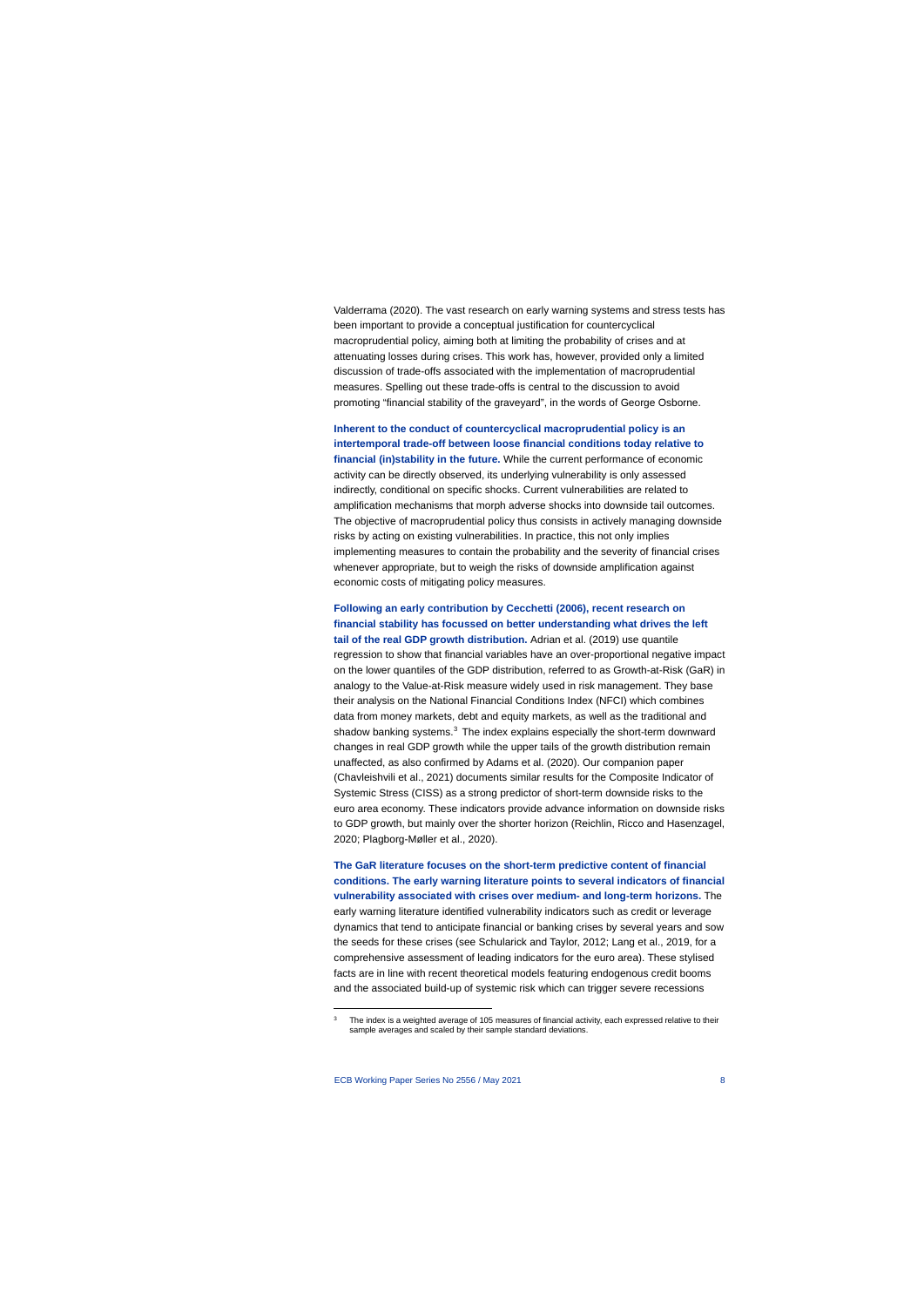Valderrama (2020). The vast research on early warning systems and stress tests has been important to provide a conceptual justification for countercyclical macroprudential policy, aiming both at limiting the probability of crises and at attenuating losses during crises. This work has, however, provided only a limited discussion of trade-offs associated with the implementation of macroprudential measures. Spelling out these trade-offs is central to the discussion to avoid promoting "financial stability of the graveyard", in the words of George Osborne.

**Inherent to the conduct of countercyclical macroprudential policy is an intertemporal trade-off between loose financial conditions today relative to financial (in)stability in the future.** While the current performance of economic activity can be directly observed, its underlying vulnerability is only assessed indirectly, conditional on specific shocks. Current vulnerabilities are related to amplification mechanisms that morph adverse shocks into downside tail outcomes. The objective of macroprudential policy thus consists in actively managing downside risks by acting on existing vulnerabilities. In practice, this not only implies implementing measures to contain the probability and the severity of financial crises whenever appropriate, but to weigh the risks of downside amplification against economic costs of mitigating policy measures.

**Following an early contribution by Cecchetti (2006), recent research on financial stability has focussed on better understanding what drives the left tail of the real GDP growth distribution.** Adrian et al. (2019) use quantile regression to show that financial variables have an over-proportional negative impact on the lower quantiles of the GDP distribution, referred to as Growth-at-Risk (GaR) in analogy to the Value-at-Risk measure widely used in risk management. They base their analysis on the National Financial Conditions Index (NFCI) which combines data from money markets, debt and equity markets, as well as the traditional and shadow banking systems.[3] The index explains especially the short-term downward changes in real GDP growth while the upper tails of the growth distribution remain unaffected, as also confirmed by Adams et al. (2020). Our companion paper (Chavleishvili et al., 2021) documents similar results for the Composite Indicator of Systemic Stress (CISS) as a strong predictor of short-term downside risks to the euro area economy. These indicators provide advance information on downside risks to GDP growth, but mainly over the shorter horizon (Reichlin, Ricco and Hasenzagel, 2020; Plagborg-Møller et al., 2020).

**The GaR literature focuses on the short-term predictive content of financial conditions. The early warning literature points to several indicators of financial vulnerability associated with crises over medium- and long-term horizons.** The early warning literature identified vulnerability indicators such as credit or leverage dynamics that tend to anticipate financial or banking crises by several years and sow the seeds for these crises (see Schularick and Taylor, 2012; Lang et al., 2019, for a comprehensive assessment of leading indicators for the euro area). These stylised facts are in line with recent theoretical models featuring endogenous credit booms and the associated build-up of systemic risk which can trigger severe recessions

[3] The index is a weighted average of 105 measures of financial activity, each expressed relative to their sample averages and scaled by their sample standard deviations.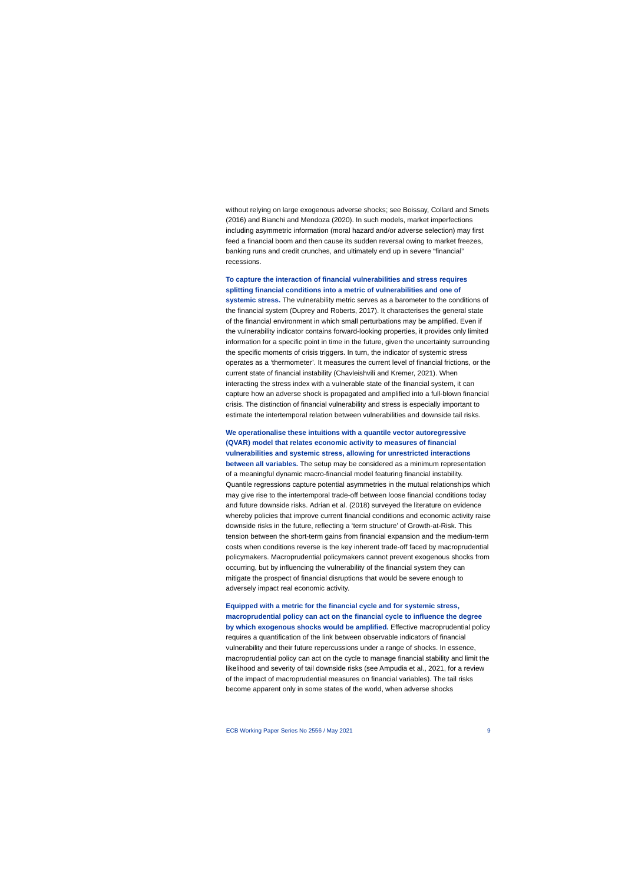without relying on large exogenous adverse shocks; see Boissay, Collard and Smets (2016) and Bianchi and Mendoza (2020). In such models, market imperfections including asymmetric information (moral hazard and/or adverse selection) may first feed a financial boom and then cause its sudden reversal owing to market freezes, banking runs and credit crunches, and ultimately end up in severe "financial" recessions.

**To capture the interaction of financial vulnerabilities and stress requires splitting financial conditions into a metric of vulnerabilities and one of systemic stress.** The vulnerability metric serves as a barometer to the conditions of the financial system (Duprey and Roberts, 2017). It characterises the general state of the financial environment in which small perturbations may be amplified. Even if the vulnerability indicator contains forward-looking properties, it provides only limited information for a specific point in time in the future, given the uncertainty surrounding the specific moments of crisis triggers. In turn, the indicator of systemic stress operates as a 'thermometer'. It measures the current level of financial frictions, or the current state of financial instability (Chavleishvili and Kremer, 2021). When interacting the stress index with a vulnerable state of the financial system, it can capture how an adverse shock is propagated and amplified into a full-blown financial crisis. The distinction of financial vulnerability and stress is especially important to estimate the intertemporal relation between vulnerabilities and downside tail risks.

**We operationalise these intuitions with a quantile vector autoregressive (QVAR) model that relates economic activity to measures of financial vulnerabilities and systemic stress, allowing for unrestricted interactions between all variables.** The setup may be considered as a minimum representation of a meaningful dynamic macro-financial model featuring financial instability. Quantile regressions capture potential asymmetries in the mutual relationships which may give rise to the intertemporal trade-off between loose financial conditions today and future downside risks. Adrian et al. (2018) surveyed the literature on evidence whereby policies that improve current financial conditions and economic activity raise downside risks in the future, reflecting a 'term structure' of Growth-at-Risk. This tension between the short-term gains from financial expansion and the medium-term costs when conditions reverse is the key inherent trade-off faced by macroprudential policymakers. Macroprudential policymakers cannot prevent exogenous shocks from occurring, but by influencing the vulnerability of the financial system they can mitigate the prospect of financial disruptions that would be severe enough to adversely impact real economic activity.

**Equipped with a metric for the financial cycle and for systemic stress, macroprudential policy can act on the financial cycle to influence the degree by which exogenous shocks would be amplified.** Effective macroprudential policy requires a quantification of the link between observable indicators of financial vulnerability and their future repercussions under a range of shocks. In essence, macroprudential policy can act on the cycle to manage financial stability and limit the likelihood and severity of tail downside risks (see Ampudia et al., 2021, for a review of the impact of macroprudential measures on financial variables). The tail risks become apparent only in some states of the world, when adverse shocks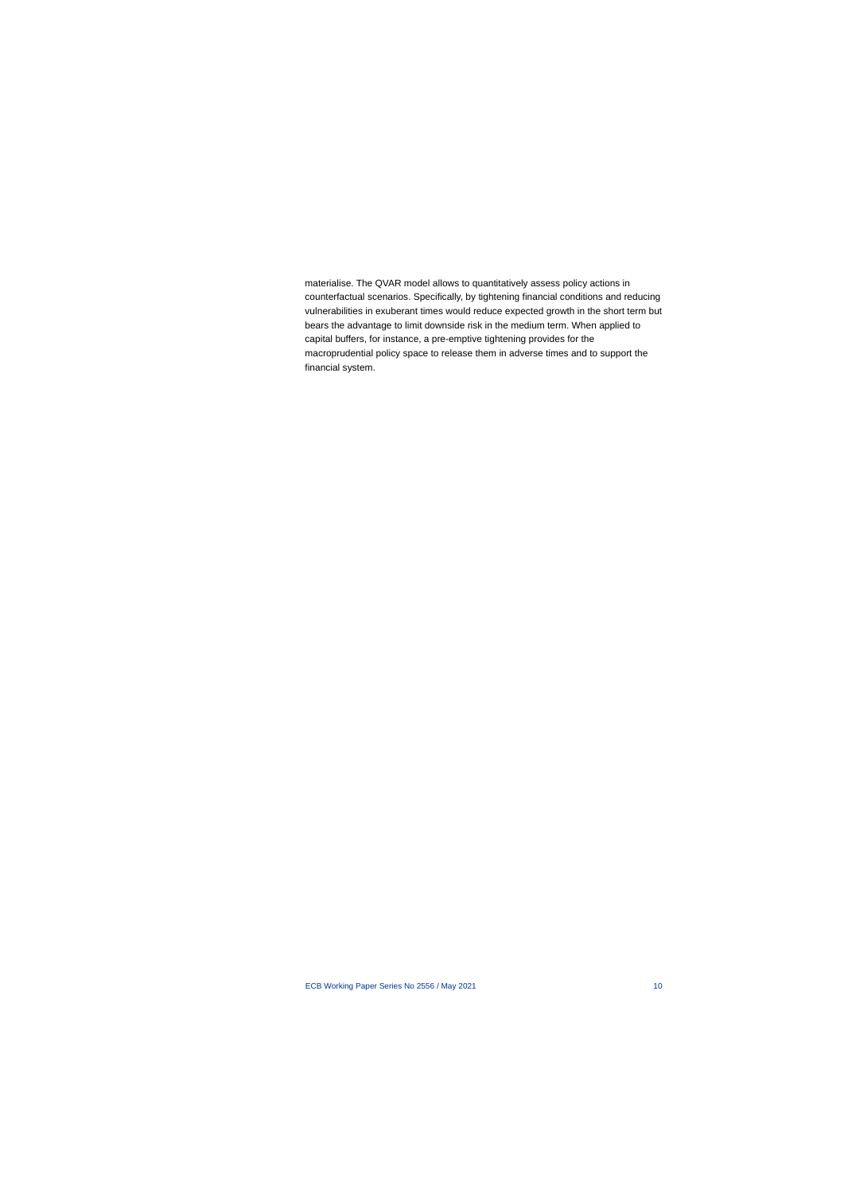materialise. The QVAR model allows to quantitatively assess policy actions in counterfactual scenarios. Specifically, by tightening financial conditions and reducing vulnerabilities in exuberant times would reduce expected growth in the short term but bears the advantage to limit downside risk in the medium term. When applied to capital buffers, for instance, a pre-emptive tightening provides for the macroprudential policy space to release them in adverse times and to support the financial system.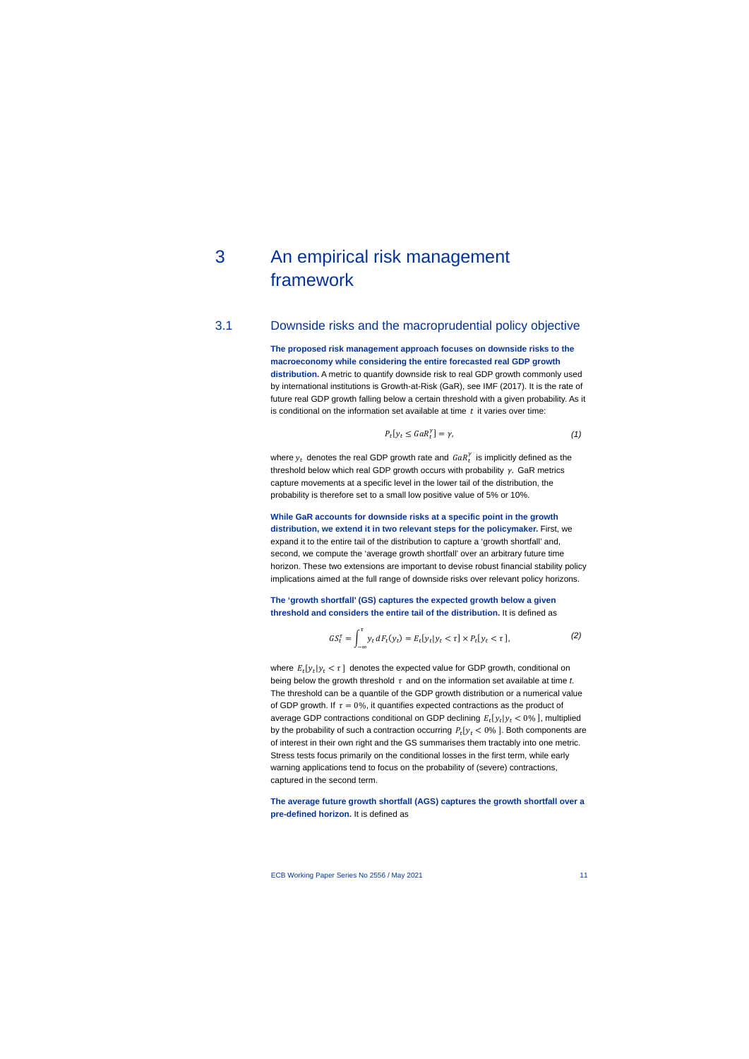# 3 An empirical risk management framework

## 3.1 Downside risks and the macroprudential policy objective

**The proposed risk management approach focuses on downside risks to the macroeconomy while considering the entire forecasted real GDP growth distribution.** A metric to quantify downside risk to real GDP growth commonly used by international institutions is Growth-at-Risk (GaR), see IMF (2017). It is the rate of future real GDP growth falling below a certain threshold with a given probability. As it is conditional on the information set available at time $t$ it varies over time:

$$P_t[y_t \leq GaR_t^{\gamma}] = \gamma, \tag{1}$$

where $y_t$ denotes the real GDP growth rate and $GaR_t^{\gamma}$ is implicitly defined as the threshold below which real GDP growth occurs with probability $\gamma$. GaR metrics capture movements at a specific level in the lower tail of the distribution, the probability is therefore set to a small low positive value of 5% or 10%.

**While GaR accounts for downside risks at a specific point in the growth distribution, we extend it in two relevant steps for the policymaker.** First, we expand it to the entire tail of the distribution to capture a 'growth shortfall' and, second, we compute the 'average growth shortfall' over an arbitrary future time horizon. These two extensions are important to devise robust financial stability policy implications aimed at the full range of downside risks over relevant policy horizons.

**The 'growth shortfall' (GS) captures the expected growth below a given threshold and considers the entire tail of the distribution.** It is defined as

$$GS_t^{\tau} = \int_{-\infty}^{\tau} y_t \, dF_t(y_t) = E_t[y_t | y_t < \tau] \times P_t[y_t < \tau], \tag{2}$$

where $E_t[y_t | y_t < \tau]$ denotes the expected value for GDP growth, conditional on being below the growth threshold $\tau$ and on the information set available at time *t*. The threshold can be a quantile of the GDP growth distribution or a numerical value of GDP growth. If $\tau = 0\%$, it quantifies expected contractions as the product of average GDP contractions conditional on GDP declining $E_t[y_t | y_t < 0\%]$, multiplied by the probability of such a contraction occurring $P_t[y_t < 0\%]$. Both components are of interest in their own right and the GS summarises them tractably into one metric. Stress tests focus primarily on the conditional losses in the first term, while early warning applications tend to focus on the probability of (severe) contractions, captured in the second term.

**The average future growth shortfall (AGS) captures the growth shortfall over a pre-defined horizon.** It is defined as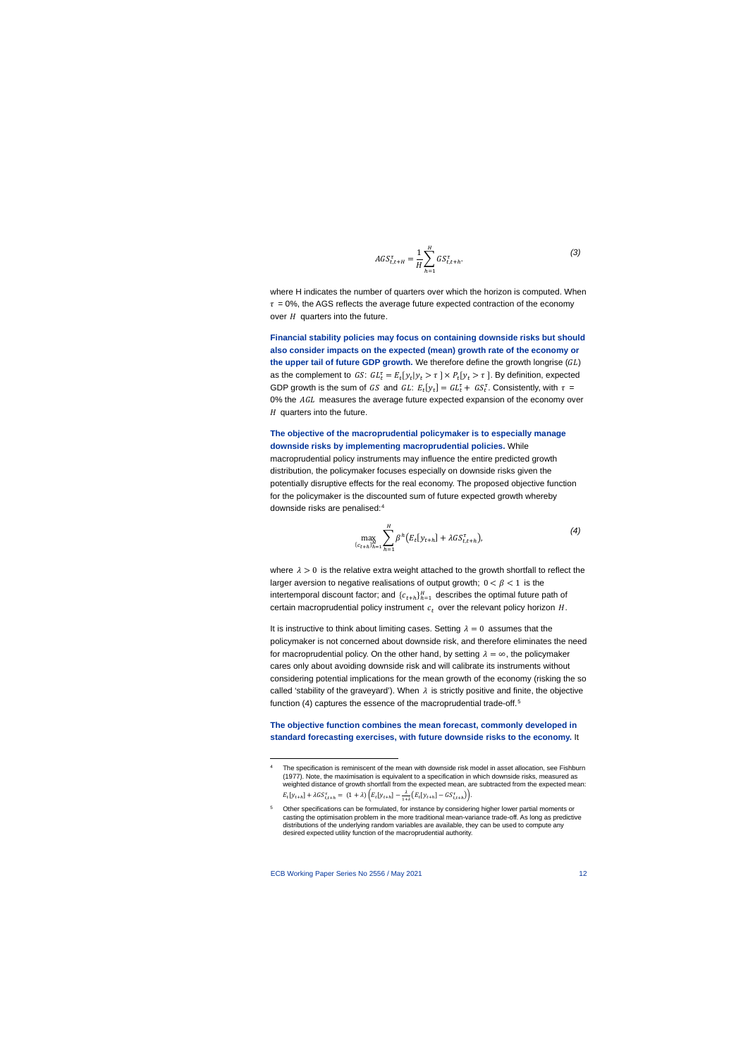$$AGS_{t,t+H}^{\tau} = \frac{1}{H}\sum_{h=1}^{H} GS_{t,t+h}^{\tau}. \tag{3}$$

where H indicates the number of quarters over which the horizon is computed. When $\tau$ = 0%, the AGS reflects the average future expected contraction of the economy over $H$ quarters into the future.

**Financial stability policies may focus on containing downside risks but should also consider impacts on the expected (mean) growth rate of the economy or the upper tail of future GDP growth.** We therefore define the growth longrise ($GL$) as the complement to $GS$: $GL_t^{\tau} = E_t[y_t | y_t > \tau] \times P_t[y_t > \tau]$. By definition, expected GDP growth is the sum of $GS$ and $GL$: $E_t[y_t] = GL_t^{\tau} + GS_t^{\tau}$. Consistently, with $\tau$ = 0% the $AGL$ measures the average future expected expansion of the economy over $H$ quarters into the future.

**The objective of the macroprudential policymaker is to especially manage downside risks by implementing macroprudential policies.** While macroprudential policy instruments may influence the entire predicted growth distribution, the policymaker focuses especially on downside risks given the potentially disruptive effects for the real economy. The proposed objective function for the policymaker is the discounted sum of future expected growth whereby downside risks are penalised:[4]

$$\max_{\{c_{t+h}\}_{h=1}^{H}} \sum_{h=1}^{H} \beta^h \left(E_t[y_{t+h}] + \lambda GS_{t,t+h}^{\tau}\right), \tag{4}$$

where $\lambda > 0$ is the relative extra weight attached to the growth shortfall to reflect the larger aversion to negative realisations of output growth; $0 < \beta < 1$ is the intertemporal discount factor; and $\{c_{t+h}\}_{h=1}^{H}$ describes the optimal future path of certain macroprudential policy instrument $c_t$ over the relevant policy horizon $H$.

It is instructive to think about limiting cases. Setting $\lambda = 0$ assumes that the policymaker is not concerned about downside risk, and therefore eliminates the need for macroprudential policy. On the other hand, by setting $\lambda = \infty$, the policymaker cares only about avoiding downside risk and will calibrate its instruments without considering potential implications for the mean growth of the economy (risking the so called 'stability of the graveyard'). When $\lambda$ is strictly positive and finite, the objective function (4) captures the essence of the macroprudential trade-off.[5]

**The objective function combines the mean forecast, commonly developed in standard forecasting exercises, with future downside risks to the economy.** It

---

[4] The specification is reminiscent of the mean with downside risk model in asset allocation, see Fishburn (1977). Note, the maximisation is equivalent to a specification in which downside risks, measured as weighted distance of growth shortfall from the expected mean, are subtracted from the expected mean: $E_t[y_{t+h}] + \lambda GS_{t,t+h}^{\tau} = (1+\lambda)\left(E_t[y_{t+h}] - \frac{\lambda}{1+\lambda}\left(E_t[y_{t+h}] - GS_{t,t+h}^{\tau}\right)\right)$.

[5] Other specifications can be formulated, for instance by considering higher lower partial moments or casting the optimisation problem in the more traditional mean-variance trade-off. As long as predictive distributions of the underlying random variables are available, they can be used to compute any desired expected utility function of the macroprudential authority.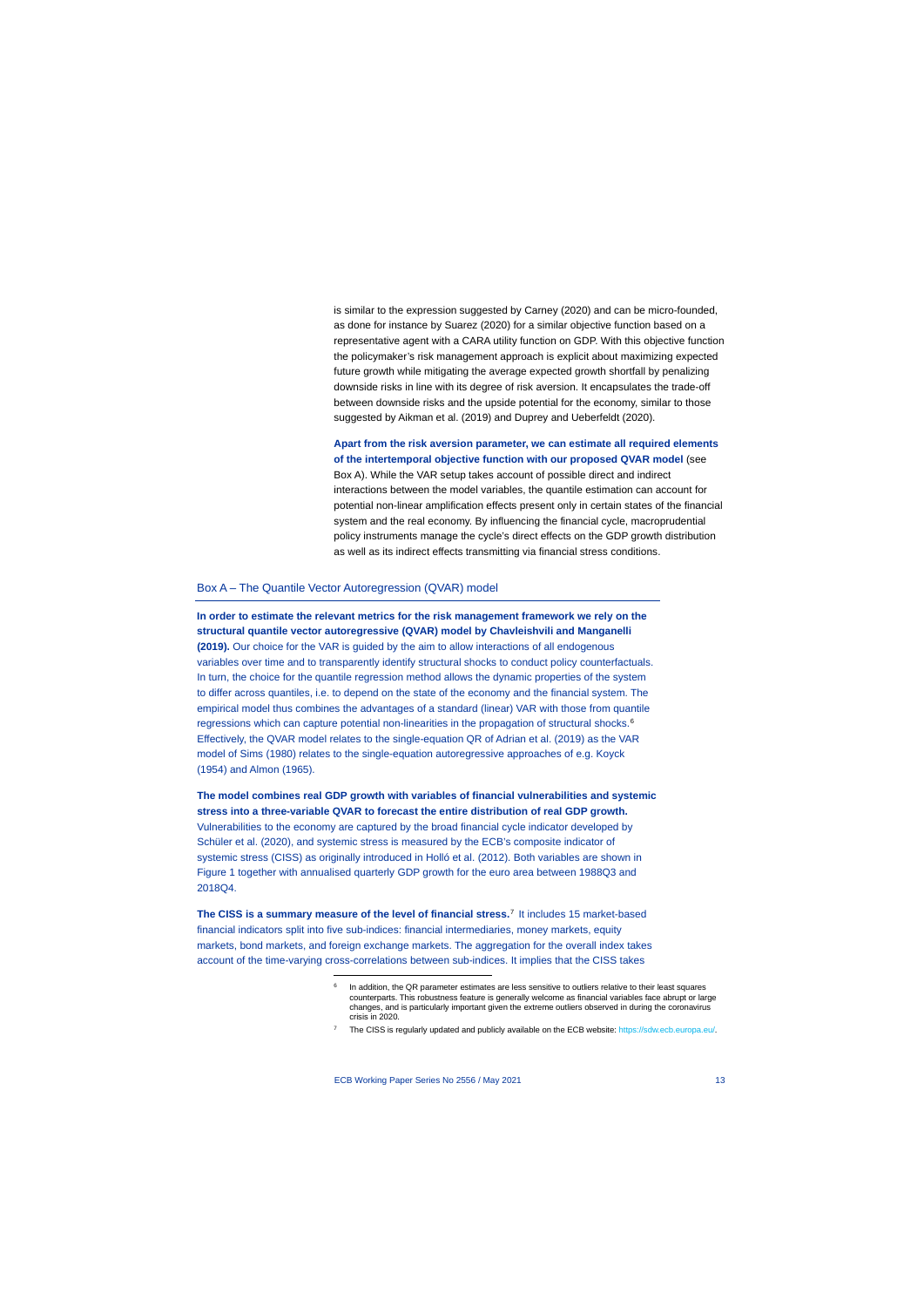is similar to the expression suggested by Carney (2020) and can be micro-founded, as done for instance by Suarez (2020) for a similar objective function based on a representative agent with a CARA utility function on GDP. With this objective function the policymaker's risk management approach is explicit about maximizing expected future growth while mitigating the average expected growth shortfall by penalizing downside risks in line with its degree of risk aversion. It encapsulates the trade-off between downside risks and the upside potential for the economy, similar to those suggested by Aikman et al. (2019) and Duprey and Ueberfeldt (2020).

**Apart from the risk aversion parameter, we can estimate all required elements of the intertemporal objective function with our proposed QVAR model** (see Box A). While the VAR setup takes account of possible direct and indirect interactions between the model variables, the quantile estimation can account for potential non-linear amplification effects present only in certain states of the financial system and the real economy. By influencing the financial cycle, macroprudential policy instruments manage the cycle's direct effects on the GDP growth distribution as well as its indirect effects transmitting via financial stress conditions.

### Box A – The Quantile Vector Autoregression (QVAR) model

**In order to estimate the relevant metrics for the risk management framework we rely on the structural quantile vector autoregressive (QVAR) model by Chavleishvili and Manganelli (2019).** Our choice for the VAR is guided by the aim to allow interactions of all endogenous variables over time and to transparently identify structural shocks to conduct policy counterfactuals. In turn, the choice for the quantile regression method allows the dynamic properties of the system to differ across quantiles, i.e. to depend on the state of the economy and the financial system. The empirical model thus combines the advantages of a standard (linear) VAR with those from quantile regressions which can capture potential non-linearities in the propagation of structural shocks.[6] Effectively, the QVAR model relates to the single-equation QR of Adrian et al. (2019) as the VAR model of Sims (1980) relates to the single-equation autoregressive approaches of e.g. Koyck (1954) and Almon (1965).

**The model combines real GDP growth with variables of financial vulnerabilities and systemic stress into a three-variable QVAR to forecast the entire distribution of real GDP growth.** Vulnerabilities to the economy are captured by the broad financial cycle indicator developed by Schüler et al. (2020), and systemic stress is measured by the ECB's composite indicator of systemic stress (CISS) as originally introduced in Holló et al. (2012). Both variables are shown in Figure 1 together with annualised quarterly GDP growth for the euro area between 1988Q3 and 2018Q4.

**The CISS is a summary measure of the level of financial stress.**[7] It includes 15 market-based financial indicators split into five sub-indices: financial intermediaries, money markets, equity markets, bond markets, and foreign exchange markets. The aggregation for the overall index takes account of the time-varying cross-correlations between sub-indices. It implies that the CISS takes

---

[6] In addition, the QR parameter estimates are less sensitive to outliers relative to their least squares counterparts. This robustness feature is generally welcome as financial variables face abrupt or large changes, and is particularly important given the extreme outliers observed in during the coronavirus crisis in 2020.

[7] The CISS is regularly updated and publicly available on the ECB website: https://sdw.ecb.europa.eu/.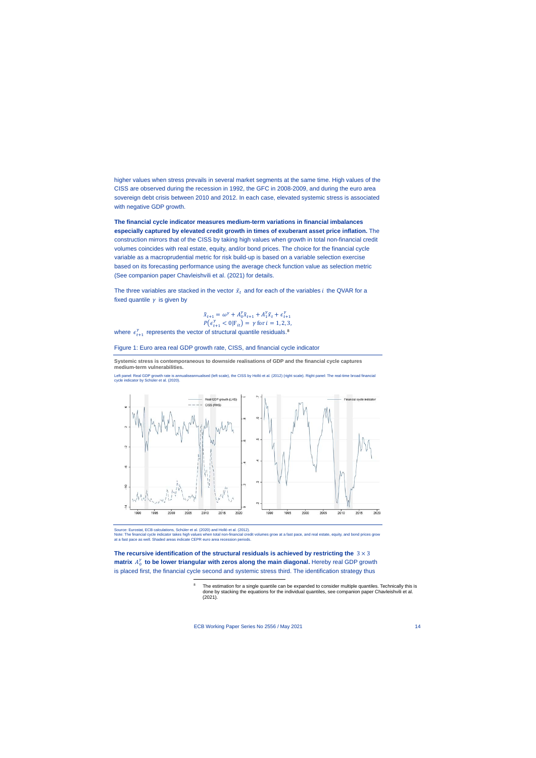higher values when stress prevails in several market segments at the same time. High values of the CISS are observed during the recession in 1992, the GFC in 2008-2009, and during the euro area sovereign debt crisis between 2010 and 2012. In each case, elevated systemic stress is associated with negative GDP growth.

**The financial cycle indicator measures medium-term variations in financial imbalances especially captured by elevated credit growth in times of exuberant asset price inflation.** The construction mirrors that of the CISS by taking high values when growth in total non-financial credit volumes coincides with real estate, equity, and/or bond prices. The choice for the financial cycle variable as a macroprudential metric for risk build-up is based on a variable selection exercise based on its forecasting performance using the average check function value as selection metric (See companion paper Chavleishvili et al. (2021) for details.

The three variables are stacked in the vector $\tilde{x}_t$ and for each of the variables $i$ the QVAR for a fixed quantile $\gamma$ is given by

$$\tilde{x}_{t+1} = \omega^{\gamma} + A_0^{\gamma}\tilde{x}_{t+1} + A_1^{\gamma}\tilde{x}_t + \epsilon_{t+1}^{\gamma}$$
$$P\left(\epsilon_{t+1}^{\gamma} < 0 | \mathrm{F}_{it}\right) = \gamma \text{ for } i = 1,2,3,$$

where $\epsilon_{t+1}^{\gamma}$ represents the vector of structural quantile residuals.[8]

Figure 1: Euro area real GDP growth rate, CISS, and financial cycle indicator

**Systemic stress is contemporaneous to downside realisations of GDP and the financial cycle captures medium-term vulnerabilities.**

Left panel: Real GDP growth rate is annualiseannualised (left scale), the CISS by Holló et al. (2012) (right scale). Right panel: The real-time broad financial cycle indicator by Schüler et al. (2020).

Source: Eurostat, ECB calculations, Schüler et al. (2020) and Holló et al. (2012).
Note: The financial cycle indicator takes high values when total non-financial credit volumes grow at a fast pace, and real estate, equity, and bond prices grow at a fast pace as well. Shaded areas indicate CEPR euro area recession periods.

**The recursive identification of the structural residuals is achieved by restricting the $3 \times 3$ matrix $A_0^{\gamma}$ to be lower triangular with zeros along the main diagonal.** Hereby real GDP growth is placed first, the financial cycle second and systemic stress third. The identification strategy thus

[8] The estimation for a single quantile can be expanded to consider multiple quantiles. Technically this is done by stacking the equations for the individual quantiles, see companion paper Chavleishvili et al. (2021).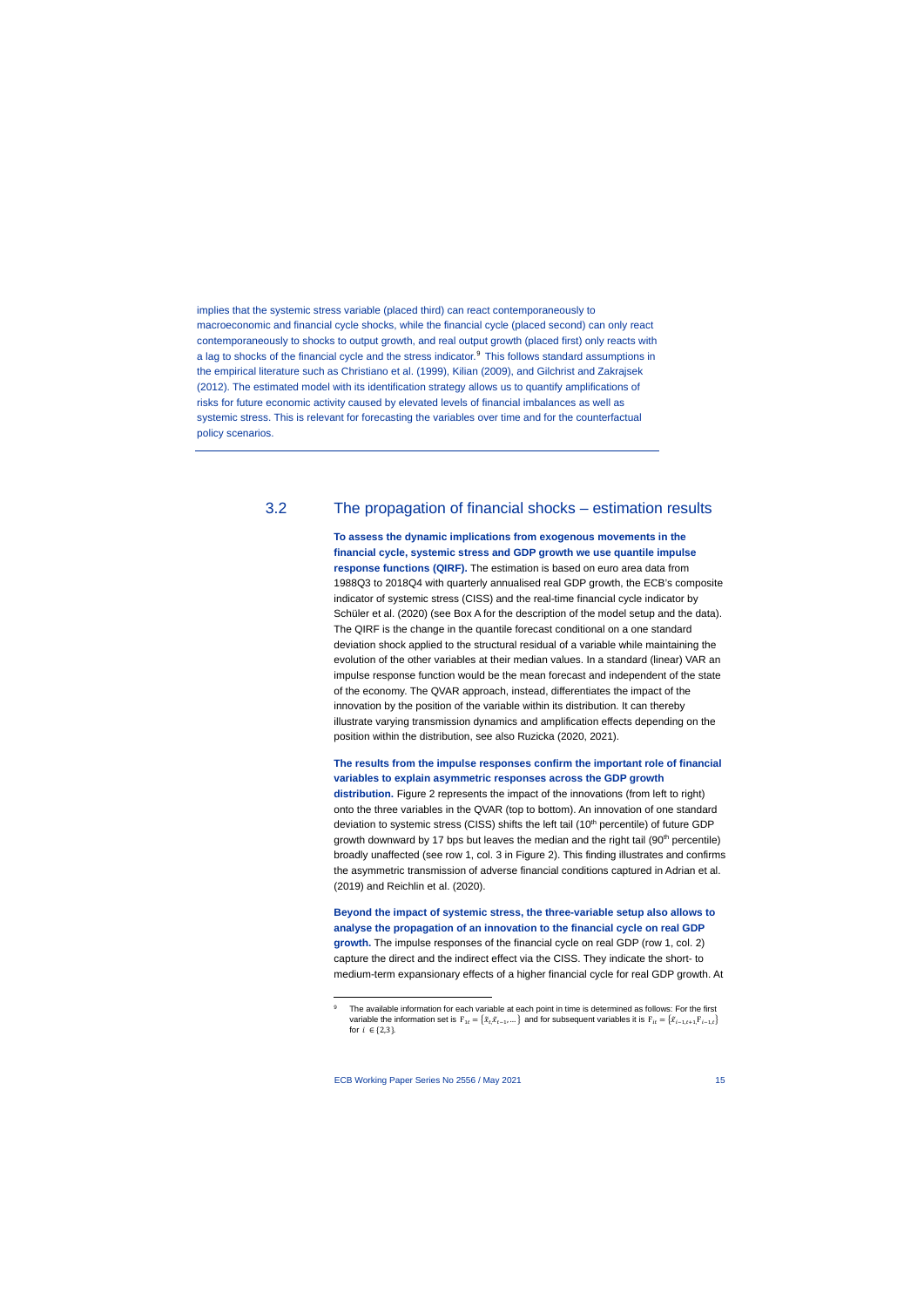implies that the systemic stress variable (placed third) can react contemporaneously to macroeconomic and financial cycle shocks, while the financial cycle (placed second) can only react contemporaneously to shocks to output growth, and real output growth (placed first) only reacts with a lag to shocks of the financial cycle and the stress indicator.[9] This follows standard assumptions in the empirical literature such as Christiano et al. (1999), Kilian (2009), and Gilchrist and Zakrajsek (2012). The estimated model with its identification strategy allows us to quantify amplifications of risks for future economic activity caused by elevated levels of financial imbalances as well as systemic stress. This is relevant for forecasting the variables over time and for the counterfactual policy scenarios.

## 3.2 The propagation of financial shocks – estimation results

**To assess the dynamic implications from exogenous movements in the financial cycle, systemic stress and GDP growth we use quantile impulse response functions (QIRF).** The estimation is based on euro area data from 1988Q3 to 2018Q4 with quarterly annualised real GDP growth, the ECB's composite indicator of systemic stress (CISS) and the real-time financial cycle indicator by Schüler et al. (2020) (see Box A for the description of the model setup and the data). The QIRF is the change in the quantile forecast conditional on a one standard deviation shock applied to the structural residual of a variable while maintaining the evolution of the other variables at their median values. In a standard (linear) VAR an impulse response function would be the mean forecast and independent of the state of the economy. The QVAR approach, instead, differentiates the impact of the innovation by the position of the variable within its distribution. It can thereby illustrate varying transmission dynamics and amplification effects depending on the position within the distribution, see also Ruzicka (2020, 2021).

**The results from the impulse responses confirm the important role of financial variables to explain asymmetric responses across the GDP growth distribution.** Figure 2 represents the impact of the innovations (from left to right) onto the three variables in the QVAR (top to bottom). An innovation of one standard deviation to systemic stress (CISS) shifts the left tail (10th percentile) of future GDP growth downward by 17 bps but leaves the median and the right tail (90th percentile) broadly unaffected (see row 1, col. 3 in Figure 2). This finding illustrates and confirms the asymmetric transmission of adverse financial conditions captured in Adrian et al. (2019) and Reichlin et al. (2020).

**Beyond the impact of systemic stress, the three-variable setup also allows to analyse the propagation of an innovation to the financial cycle on real GDP growth.** The impulse responses of the financial cycle on real GDP (row 1, col. 2) capture the direct and the indirect effect via the CISS. They indicate the short- to medium-term expansionary effects of a higher financial cycle for real GDP growth. At

---

[9] The available information for each variable at each point in time is determined as follows: For the first variable the information set is $F_{1t} = \{\tilde{x}_t \tilde{x}_{t-1}, \dots\}$ and for subsequent variables it is $F_{it} = \{\tilde{x}_{i-1,t+1} F_{i-1,t}\}$ for $i \in \{2,3\}$.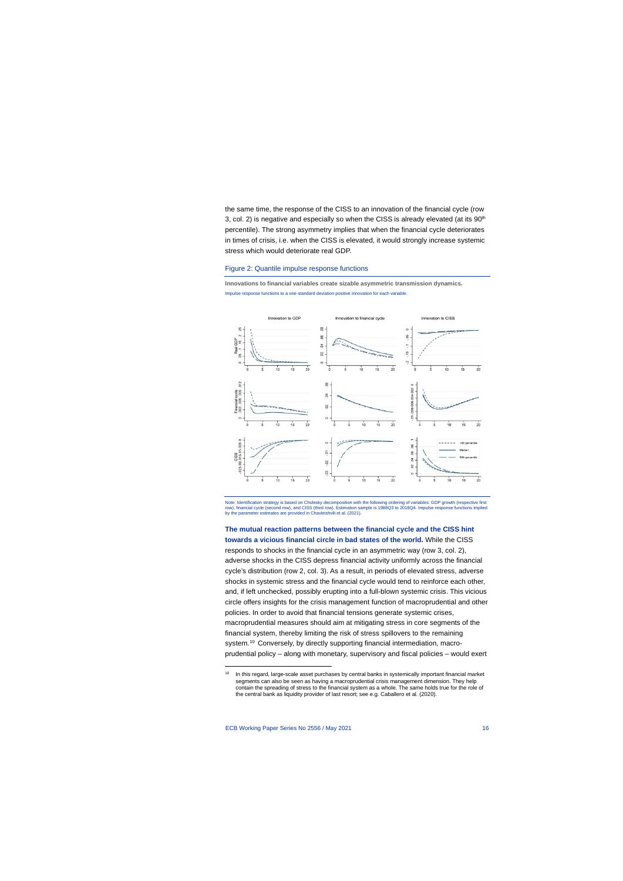the same time, the response of the CISS to an innovation of the financial cycle (row 3, col. 2) is negative and especially so when the CISS is already elevated (at its 90[th] percentile). The strong asymmetry implies that when the financial cycle deteriorates in times of crisis, i.e. when the CISS is elevated, it would strongly increase systemic stress which would deteriorate real GDP.

Figure 2: Quantile impulse response functions

**Innovations to financial variables create sizable asymmetric transmission dynamics.**

Impulse response functions to a one-standard deviation positive innovation for each variable.

Note: Identification strategy is based on Cholesky decomposition with the following ordering of variables: GDP growth (respective first row), financial cycle (second row), and CISS (third row). Estimation sample is 1988Q3 to 2018Q4. Impulse response functions implied by the parameter estimates are provided in Chavleishvili et al. (2021).

**The mutual reaction patterns between the financial cycle and the CISS hint towards a vicious financial circle in bad states of the world.** While the CISS responds to shocks in the financial cycle in an asymmetric way (row 3, col. 2), adverse shocks in the CISS depress financial activity uniformly across the financial cycle's distribution (row 2, col. 3). As a result, in periods of elevated stress, adverse shocks in systemic stress and the financial cycle would tend to reinforce each other, and, if left unchecked, possibly erupting into a full-blown systemic crisis. This vicious circle offers insights for the crisis management function of macroprudential and other policies. In order to avoid that financial tensions generate systemic crises, macroprudential measures should aim at mitigating stress in core segments of the financial system, thereby limiting the risk of stress spillovers to the remaining system.[10] Conversely, by directly supporting financial intermediation, macro-prudential policy – along with monetary, supervisory and fiscal policies – would exert

[10] In this regard, large-scale asset purchases by central banks in systemically important financial market segments can also be seen as having a macroprudential crisis management dimension. They help contain the spreading of stress to the financial system as a whole. The same holds true for the role of the central bank as liquidity provider of last resort; see e.g. Caballero et al. (2020).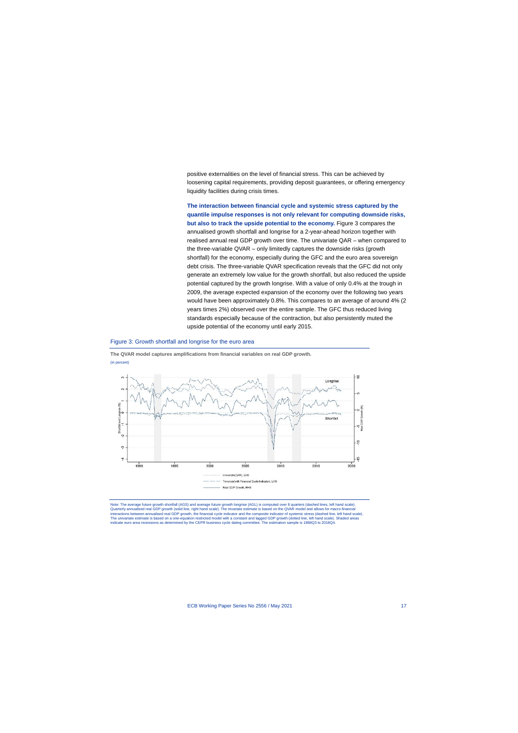positive externalities on the level of financial stress. This can be achieved by loosening capital requirements, providing deposit guarantees, or offering emergency liquidity facilities during crisis times.

**The interaction between financial cycle and systemic stress captured by the quantile impulse responses is not only relevant for computing downside risks, but also to track the upside potential to the economy.** Figure 3 compares the annualised growth shortfall and longrise for a 2-year-ahead horizon together with realised annual real GDP growth over time. The univariate QAR – when compared to the three-variable QVAR – only limitedly captures the downside risks (growth shortfall) for the economy, especially during the GFC and the euro area sovereign debt crisis. The three-variable QVAR specification reveals that the GFC did not only generate an extremely low value for the growth shortfall, but also reduced the upside potential captured by the growth longrise. With a value of only 0.4% at the trough in 2009, the average expected expansion of the economy over the following two years would have been approximately 0.8%. This compares to an average of around 4% (2 years times 2%) observed over the entire sample. The GFC thus reduced living standards especially because of the contraction, but also persistently muted the upside potential of the economy until early 2015.

Figure 3: Growth shortfall and longrise for the euro area

**The QVAR model captures amplifications from financial variables on real GDP growth.**

(in percent)

Note: The average future growth shortfall (AGS) and average future growth longrise (AGL) is computed over 8 quarters (dashed lines, left hand scale). Quarterly annualised real GDP growth (solid line, right hand scale). The trivariate estimate is based on the QVAR model and allows for macro-financial interactions between annualised real GDP growth, the financial cycle indicator and the composite indicator of systemic stress (dashed line, left hand scale). The univariate estimate is based on a one-equation restricted model with a constant and lagged GDP growth (dotted line, left hand scale). Shaded areas indicate euro area recessions as determined by the CEPR business cycle dating committee. The estimation sample is 1988Q3 to 2018Q4.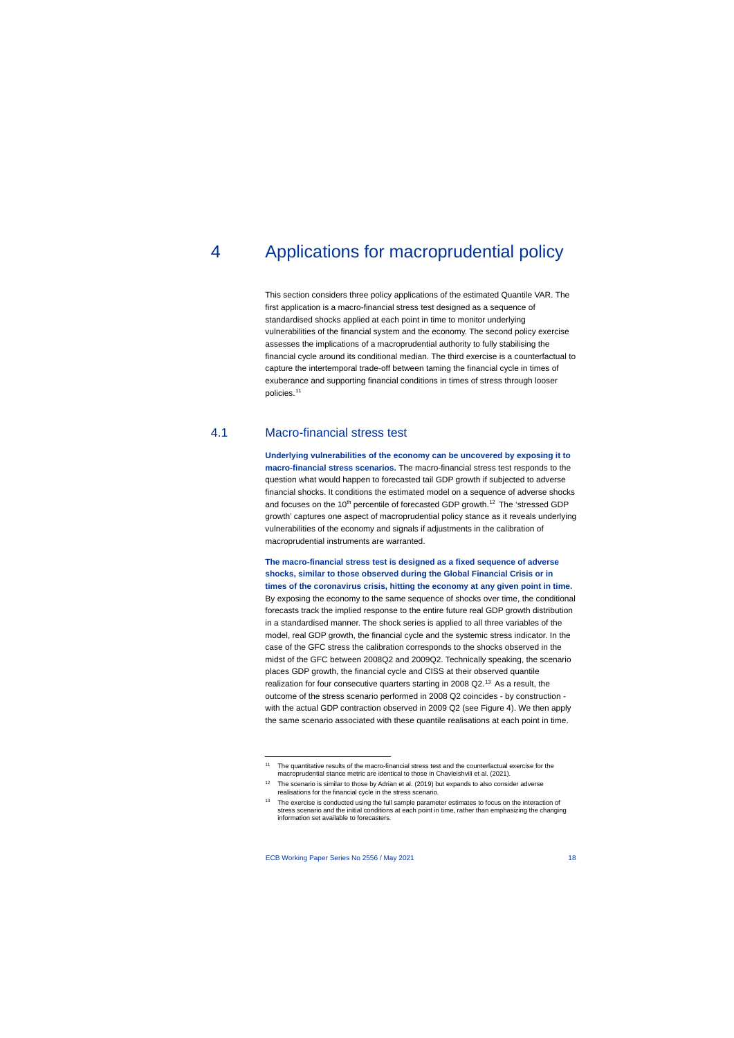# 4 Applications for macroprudential policy

This section considers three policy applications of the estimated Quantile VAR. The first application is a macro-financial stress test designed as a sequence of standardised shocks applied at each point in time to monitor underlying vulnerabilities of the financial system and the economy. The second policy exercise assesses the implications of a macroprudential authority to fully stabilising the financial cycle around its conditional median. The third exercise is a counterfactual to capture the intertemporal trade-off between taming the financial cycle in times of exuberance and supporting financial conditions in times of stress through looser policies.[11]

## 4.1 Macro-financial stress test

**Underlying vulnerabilities of the economy can be uncovered by exposing it to macro-financial stress scenarios.** The macro-financial stress test responds to the question what would happen to forecasted tail GDP growth if subjected to adverse financial shocks. It conditions the estimated model on a sequence of adverse shocks and focuses on the 10th percentile of forecasted GDP growth.[12] The 'stressed GDP growth' captures one aspect of macroprudential policy stance as it reveals underlying vulnerabilities of the economy and signals if adjustments in the calibration of macroprudential instruments are warranted.

**The macro-financial stress test is designed as a fixed sequence of adverse shocks, similar to those observed during the Global Financial Crisis or in times of the coronavirus crisis, hitting the economy at any given point in time.** By exposing the economy to the same sequence of shocks over time, the conditional forecasts track the implied response to the entire future real GDP growth distribution in a standardised manner. The shock series is applied to all three variables of the model, real GDP growth, the financial cycle and the systemic stress indicator. In the case of the GFC stress the calibration corresponds to the shocks observed in the midst of the GFC between 2008Q2 and 2009Q2. Technically speaking, the scenario places GDP growth, the financial cycle and CISS at their observed quantile realization for four consecutive quarters starting in 2008 Q2.[13] As a result, the outcome of the stress scenario performed in 2008 Q2 coincides - by construction - with the actual GDP contraction observed in 2009 Q2 (see Figure 4). We then apply the same scenario associated with these quantile realisations at each point in time.

---

[11] The quantitative results of the macro-financial stress test and the counterfactual exercise for the macroprudential stance metric are identical to those in Chavleishvili et al. (2021).

[12] The scenario is similar to those by Adrian et al. (2019) but expands to also consider adverse realisations for the financial cycle in the stress scenario.

[13] The exercise is conducted using the full sample parameter estimates to focus on the interaction of stress scenario and the initial conditions at each point in time, rather than emphasizing the changing information set available to forecasters.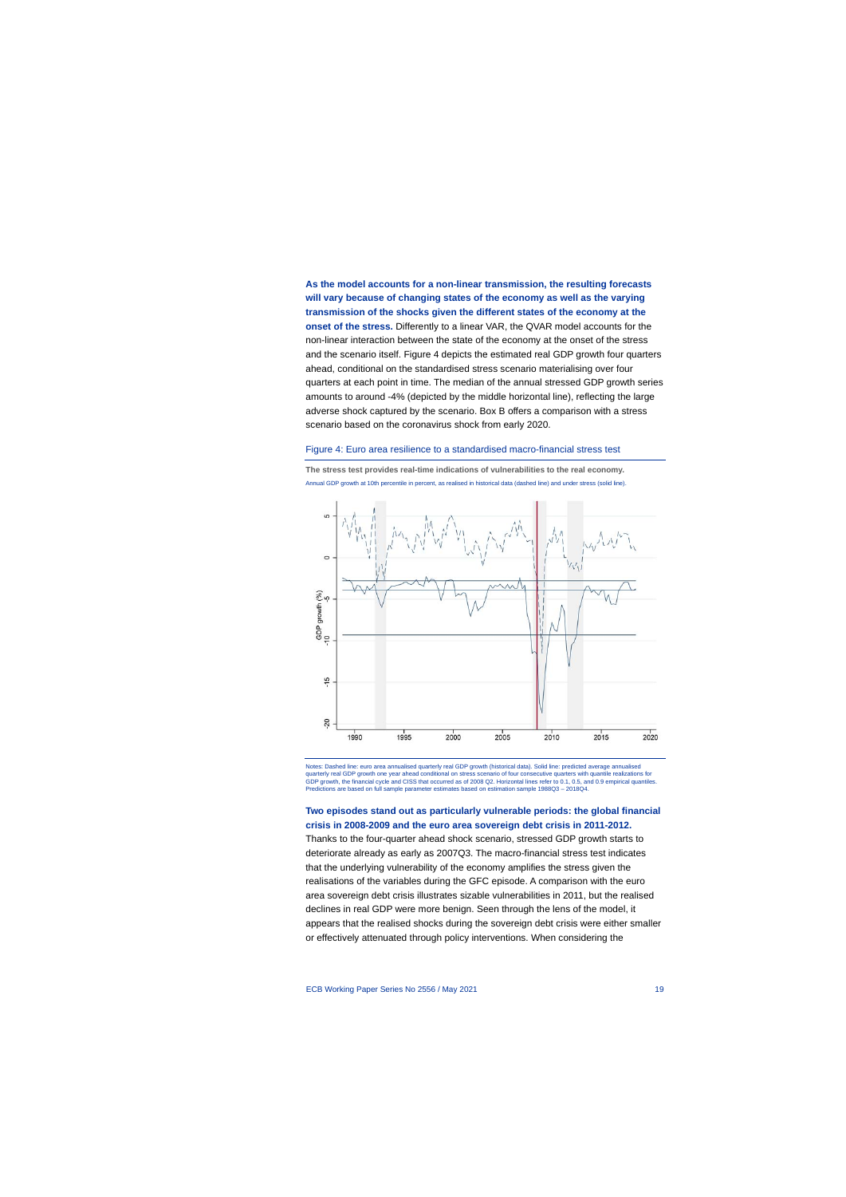**As the model accounts for a non-linear transmission, the resulting forecasts will vary because of changing states of the economy as well as the varying transmission of the shocks given the different states of the economy at the onset of the stress.** Differently to a linear VAR, the QVAR model accounts for the non-linear interaction between the state of the economy at the onset of the stress and the scenario itself. Figure 4 depicts the estimated real GDP growth four quarters ahead, conditional on the standardised stress scenario materialising over four quarters at each point in time. The median of the annual stressed GDP growth series amounts to around -4% (depicted by the middle horizontal line), reflecting the large adverse shock captured by the scenario. Box B offers a comparison with a stress scenario based on the coronavirus shock from early 2020.

Figure 4: Euro area resilience to a standardised macro-financial stress test

**The stress test provides real-time indications of vulnerabilities to the real economy.**

Annual GDP growth at 10th percentile in percent, as realised in historical data (dashed line) and under stress (solid line).

Notes: Dashed line: euro area annualised quarterly real GDP growth (historical data). Solid line: predicted average annualised quarterly real GDP growth one year ahead conditional on stress scenario of four consecutive quarters with quantile realizations for GDP growth, the financial cycle and CISS that occurred as of 2008 Q2. Horizontal lines refer to 0.1, 0.5, and 0.9 empirical quantiles. Predictions are based on full sample parameter estimates based on estimation sample 1988Q3 – 2018Q4.

**Two episodes stand out as particularly vulnerable periods: the global financial crisis in 2008-2009 and the euro area sovereign debt crisis in 2011-2012.** Thanks to the four-quarter ahead shock scenario, stressed GDP growth starts to deteriorate already as early as 2007Q3. The macro-financial stress test indicates that the underlying vulnerability of the economy amplifies the stress given the realisations of the variables during the GFC episode. A comparison with the euro area sovereign debt crisis illustrates sizable vulnerabilities in 2011, but the realised declines in real GDP were more benign. Seen through the lens of the model, it appears that the realised shocks during the sovereign debt crisis were either smaller or effectively attenuated through policy interventions. When considering the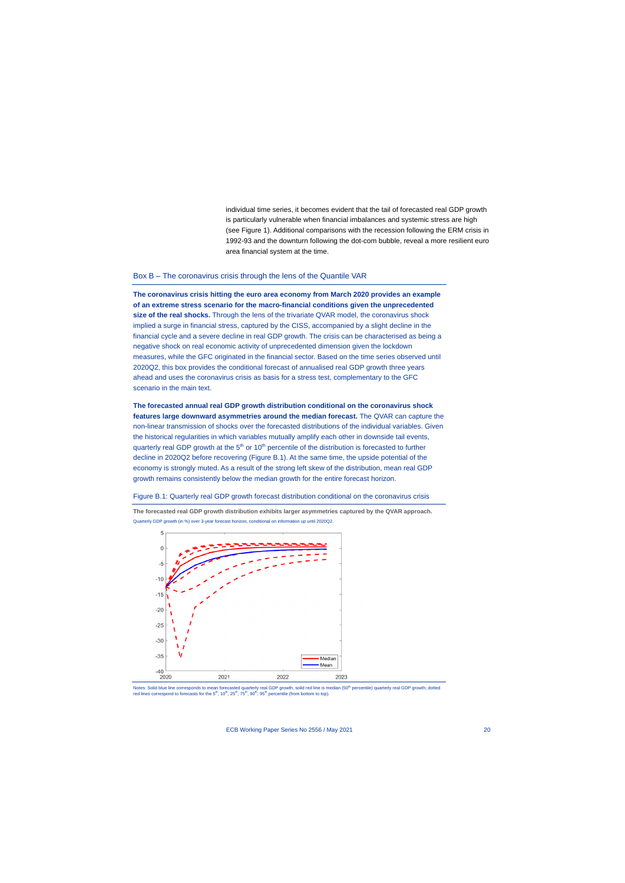individual time series, it becomes evident that the tail of forecasted real GDP growth is particularly vulnerable when financial imbalances and systemic stress are high (see Figure 1). Additional comparisons with the recession following the ERM crisis in 1992-93 and the downturn following the dot-com bubble, reveal a more resilient euro area financial system at the time.

## Box B – The coronavirus crisis through the lens of the Quantile VAR

**The coronavirus crisis hitting the euro area economy from March 2020 provides an example of an extreme stress scenario for the macro-financial conditions given the unprecedented size of the real shocks.** Through the lens of the trivariate QVAR model, the coronavirus shock implied a surge in financial stress, captured by the CISS, accompanied by a slight decline in the financial cycle and a severe decline in real GDP growth. The crisis can be characterised as being a negative shock on real economic activity of unprecedented dimension given the lockdown measures, while the GFC originated in the financial sector. Based on the time series observed until 2020Q2, this box provides the conditional forecast of annualised real GDP growth three years ahead and uses the coronavirus crisis as basis for a stress test, complementary to the GFC scenario in the main text.

**The forecasted annual real GDP growth distribution conditional on the coronavirus shock features large downward asymmetries around the median forecast.** The QVAR can capture the non-linear transmission of shocks over the forecasted distributions of the individual variables. Given the historical regularities in which variables mutually amplify each other in downside tail events, quarterly real GDP growth at the 5th or 10th percentile of the distribution is forecasted to further decline in 2020Q2 before recovering (Figure B.1). At the same time, the upside potential of the economy is strongly muted. As a result of the strong left skew of the distribution, mean real GDP growth remains consistently below the median growth for the entire forecast horizon.

Figure B.1: Quarterly real GDP growth forecast distribution conditional on the coronavirus crisis

**The forecasted real GDP growth distribution exhibits larger asymmetries captured by the QVAR approach.**

Quarterly GDP growth (in %) over 3-year forecast horizon, conditional on information up until 2020Q2.

Notes: Solid blue line corresponds to mean forecasted quarterly real GDP growth, solid red line is median (50th percentile) quarterly real GDP growth; dotted red lines correspond to forecasts for the 5th, 10th, 25th, 75th, 90th, 95th percentile (from bottom to top).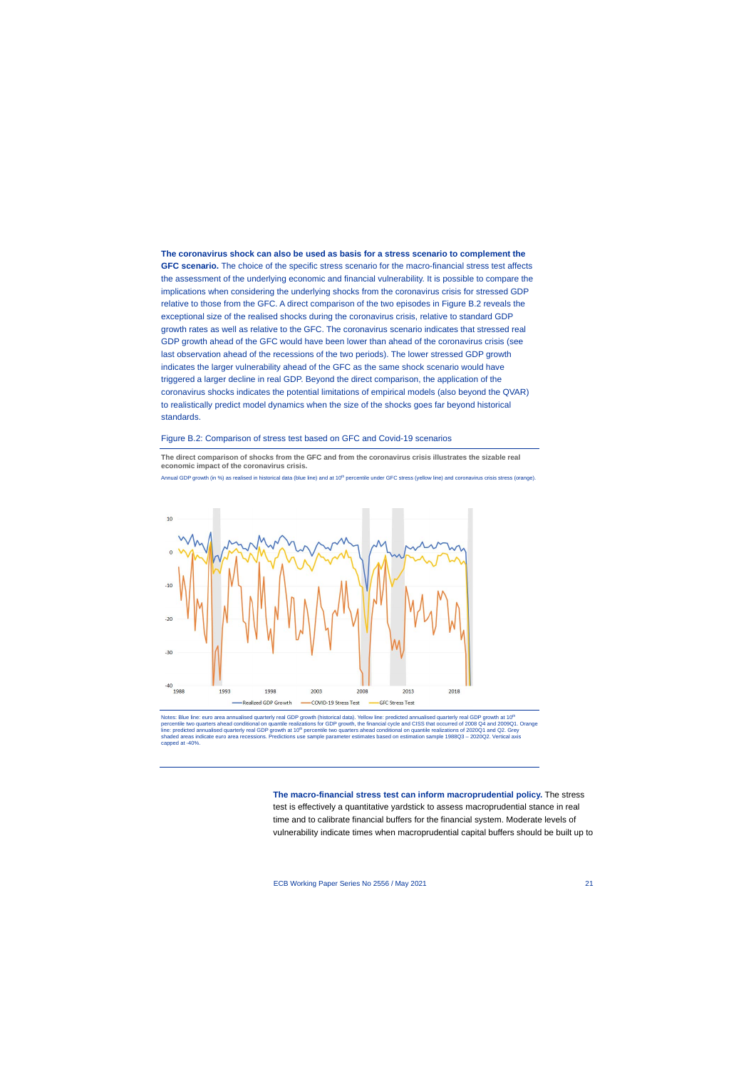**The coronavirus shock can also be used as basis for a stress scenario to complement the GFC scenario.** The choice of the specific stress scenario for the macro-financial stress test affects the assessment of the underlying economic and financial vulnerability. It is possible to compare the implications when considering the underlying shocks from the coronavirus crisis for stressed GDP relative to those from the GFC. A direct comparison of the two episodes in Figure B.2 reveals the exceptional size of the realised shocks during the coronavirus crisis, relative to standard GDP growth rates as well as relative to the GFC. The coronavirus scenario indicates that stressed real GDP growth ahead of the GFC would have been lower than ahead of the coronavirus crisis (see last observation ahead of the recessions of the two periods). The lower stressed GDP growth indicates the larger vulnerability ahead of the GFC as the same shock scenario would have triggered a larger decline in real GDP. Beyond the direct comparison, the application of the coronavirus shocks indicates the potential limitations of empirical models (also beyond the QVAR) to realistically predict model dynamics when the size of the shocks goes far beyond historical standards.

Figure B.2: Comparison of stress test based on GFC and Covid-19 scenarios

**The direct comparison of shocks from the GFC and from the coronavirus crisis illustrates the sizable real economic impact of the coronavirus crisis.**

Annual GDP growth (in %) as realised in historical data (blue line) and at 10th percentile under GFC stress (yellow line) and coronavirus crisis stress (orange).

Notes: Blue line: euro area annualised quarterly real GDP growth (historical data). Yellow line: predicted annualised quarterly real GDP growth at 10th percentile two quarters ahead conditional on quantile realizations for GDP growth, the financial cycle and CISS that occurred of 2008 Q4 and 2009Q1. Orange line: predicted annualised quarterly real GDP growth at 10th percentile two quarters ahead conditional on quantile realizations of 2020Q1 and Q2. Grey shaded areas indicate euro area recessions. Predictions use sample parameter estimates based on estimation sample 1988Q3 – 2020Q2. Vertical axis capped at -40%.

**The macro-financial stress test can inform macroprudential policy.** The stress test is effectively a quantitative yardstick to assess macroprudential stance in real time and to calibrate financial buffers for the financial system. Moderate levels of vulnerability indicate times when macroprudential capital buffers should be built up to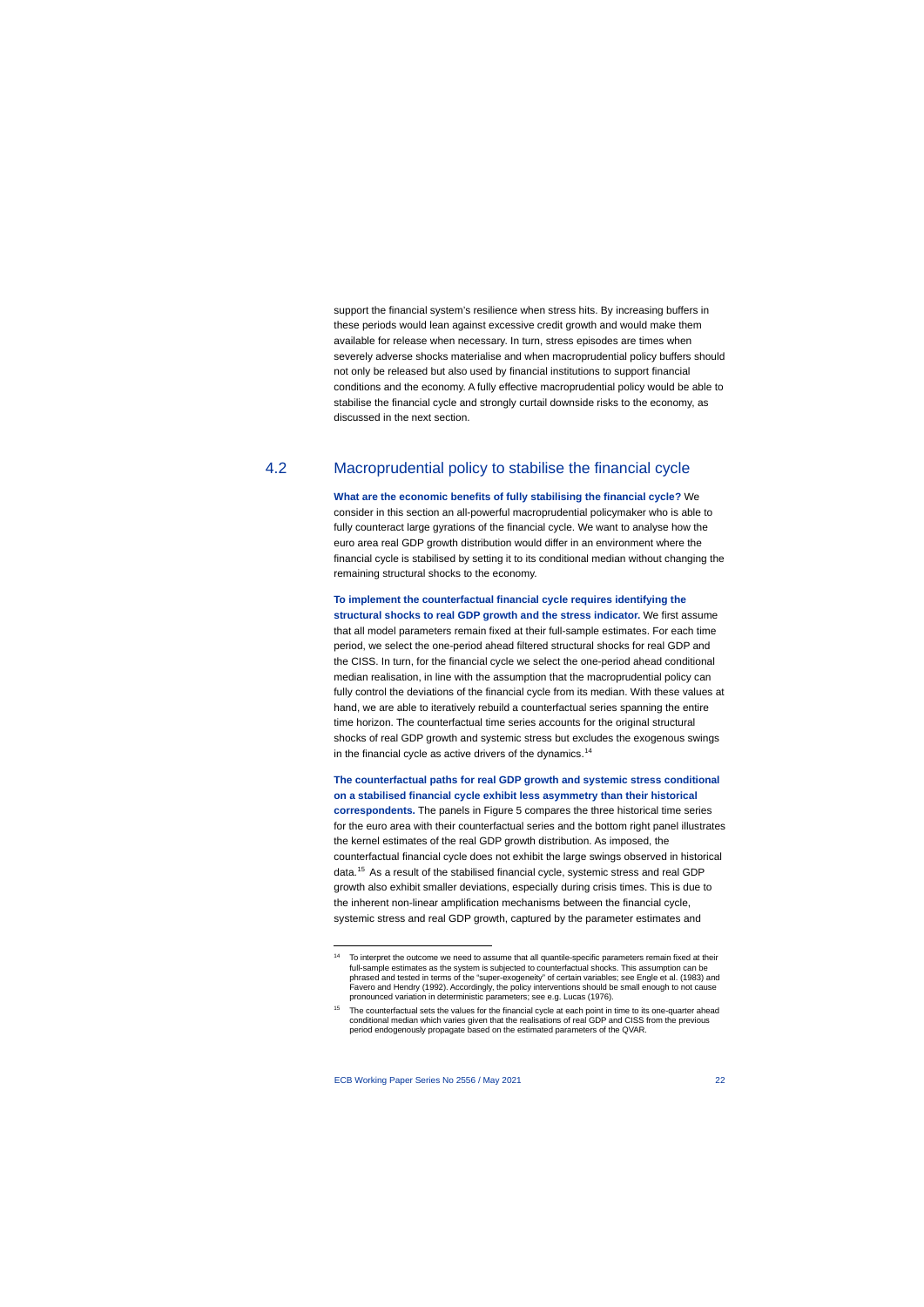support the financial system's resilience when stress hits. By increasing buffers in these periods would lean against excessive credit growth and would make them available for release when necessary. In turn, stress episodes are times when severely adverse shocks materialise and when macroprudential policy buffers should not only be released but also used by financial institutions to support financial conditions and the economy. A fully effective macroprudential policy would be able to stabilise the financial cycle and strongly curtail downside risks to the economy, as discussed in the next section.

## 4.2 Macroprudential policy to stabilise the financial cycle

**What are the economic benefits of fully stabilising the financial cycle?** We consider in this section an all-powerful macroprudential policymaker who is able to fully counteract large gyrations of the financial cycle. We want to analyse how the euro area real GDP growth distribution would differ in an environment where the financial cycle is stabilised by setting it to its conditional median without changing the remaining structural shocks to the economy.

**To implement the counterfactual financial cycle requires identifying the structural shocks to real GDP growth and the stress indicator.** We first assume that all model parameters remain fixed at their full-sample estimates. For each time period, we select the one-period ahead filtered structural shocks for real GDP and the CISS. In turn, for the financial cycle we select the one-period ahead conditional median realisation, in line with the assumption that the macroprudential policy can fully control the deviations of the financial cycle from its median. With these values at hand, we are able to iteratively rebuild a counterfactual series spanning the entire time horizon. The counterfactual time series accounts for the original structural shocks of real GDP growth and systemic stress in the financial cycle as active drivers of the dynamics.[14]

**The counterfactual paths for real GDP growth and systemic stress conditional on a stabilised financial cycle exhibit less asymmetry than their historical correspondents.** The panels in Figure 5 compares the three historical time series for the euro area with their counterfactual series and the bottom right panel illustrates the kernel estimates of the real GDP growth distribution. As imposed, the counterfactual financial cycle does not exhibit the large swings observed in historical data.[15] As a result of the stabilised financial cycle, systemic stress and real GDP growth also exhibit smaller deviations, especially during crisis times. This is due to the inherent non-linear amplification mechanisms between the financial cycle, systemic stress and real GDP growth, captured by the parameter estimates and

[14] To interpret the outcome we need to assume that all quantile-specific parameters remain fixed at their full-sample estimates as the system is subjected to counterfactual shocks. This assumption can be phrased and tested in terms of the "super-exogeneity" of certain variables; see Engle et al. (1983) and Favero and Hendry (1992). Accordingly, the policy interventions should be small enough to not cause pronounced variation in deterministic parameters; see e.g. Lucas (1976).

[15] The counterfactual sets the values for the financial cycle at each point in time to its one-quarter ahead conditional median which varies given that the realisations of real GDP and CISS from the previous period endogenously propagate based on the estimated parameters of the QVAR.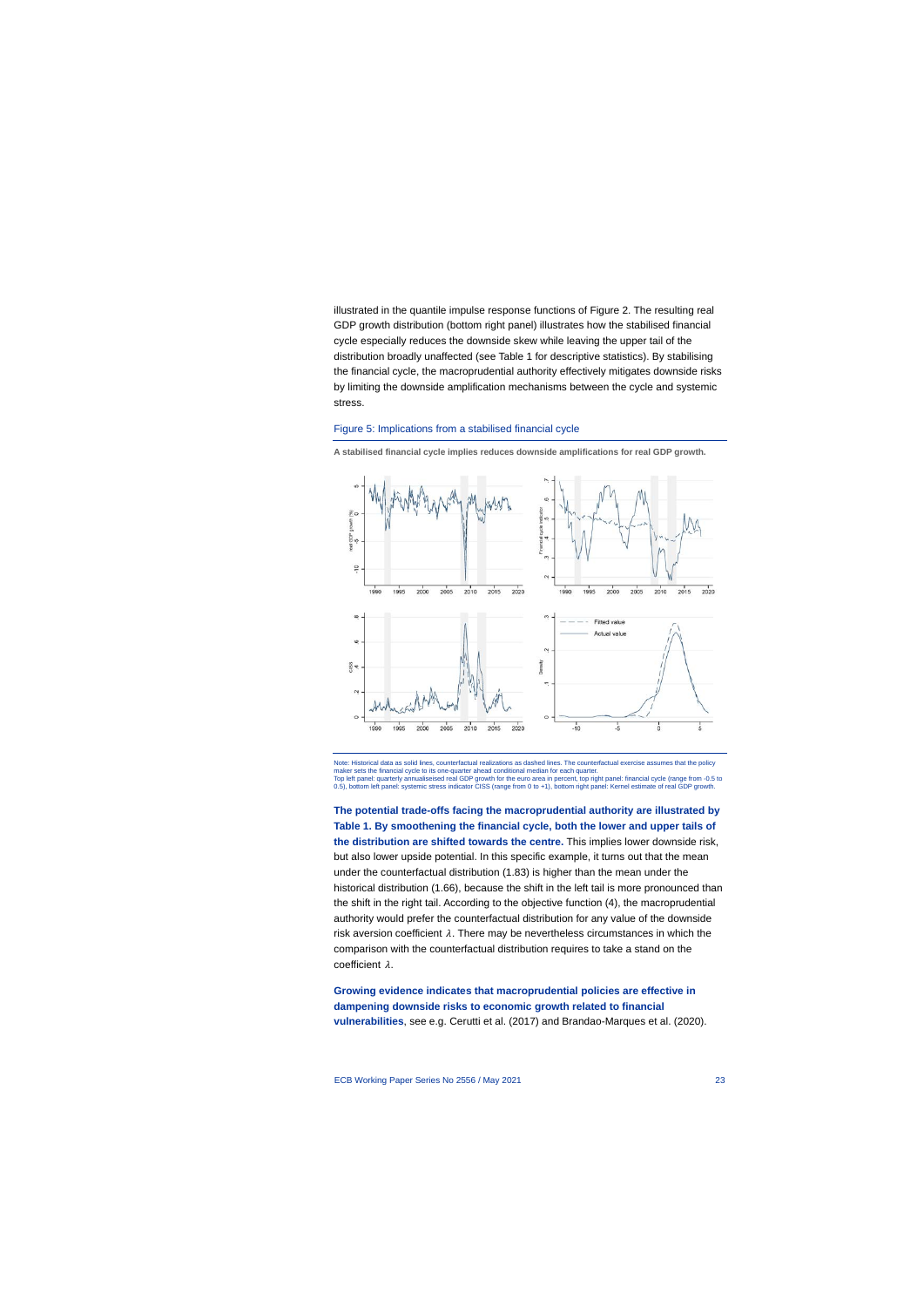illustrated in the quantile impulse response functions of Figure 2. The resulting real GDP growth distribution (bottom right panel) illustrates how the stabilised financial cycle especially reduces the downside skew while leaving the upper tail of the distribution broadly unaffected (see Table 1 for descriptive statistics). By stabilising the financial cycle, the macroprudential authority effectively mitigates downside risks by limiting the downside amplification mechanisms between the cycle and systemic stress.

Figure 5: Implications from a stabilised financial cycle

**A stabilised financial cycle implies reduces downside amplifications for real GDP growth.**

Note: Historical data as solid lines, counterfactual realizations as dashed lines. The counterfactual exercise assumes that the policy maker sets the financial cycle to its one-quarter ahead conditional median for each quarter.
Top left panel: quarterly annualiseised real GDP growth for the euro area in percent, top right panel: financial cycle (range from -0.5 to 0.5), bottom left panel: systemic stress indicator CISS (range from 0 to +1), bottom right panel: Kernel estimate of real GDP growth.

**The potential trade-offs facing the macroprudential authority are illustrated by Table 1. By smoothening the financial cycle, both the lower and upper tails of the distribution are shifted towards the centre.** This implies lower downside risk, but also lower upside potential. In this specific example, it turns out that the mean under the counterfactual distribution (1.83) is higher than the mean under the historical distribution (1.66), because the shift in the left tail is more pronounced than the shift in the right tail. According to the objective function (4), the macroprudential authority would prefer the counterfactual distribution for any value of the downside risk aversion coefficient $\lambda$. There may be nevertheless circumstances in which the comparison with the counterfactual distribution requires to take a stand on the coefficient $\lambda$.

**Growing evidence indicates that macroprudential policies are effective in dampening downside risks to economic growth related to financial vulnerabilities**, see e.g. Cerutti et al. (2017) and Brandao-Marques et al. (2020).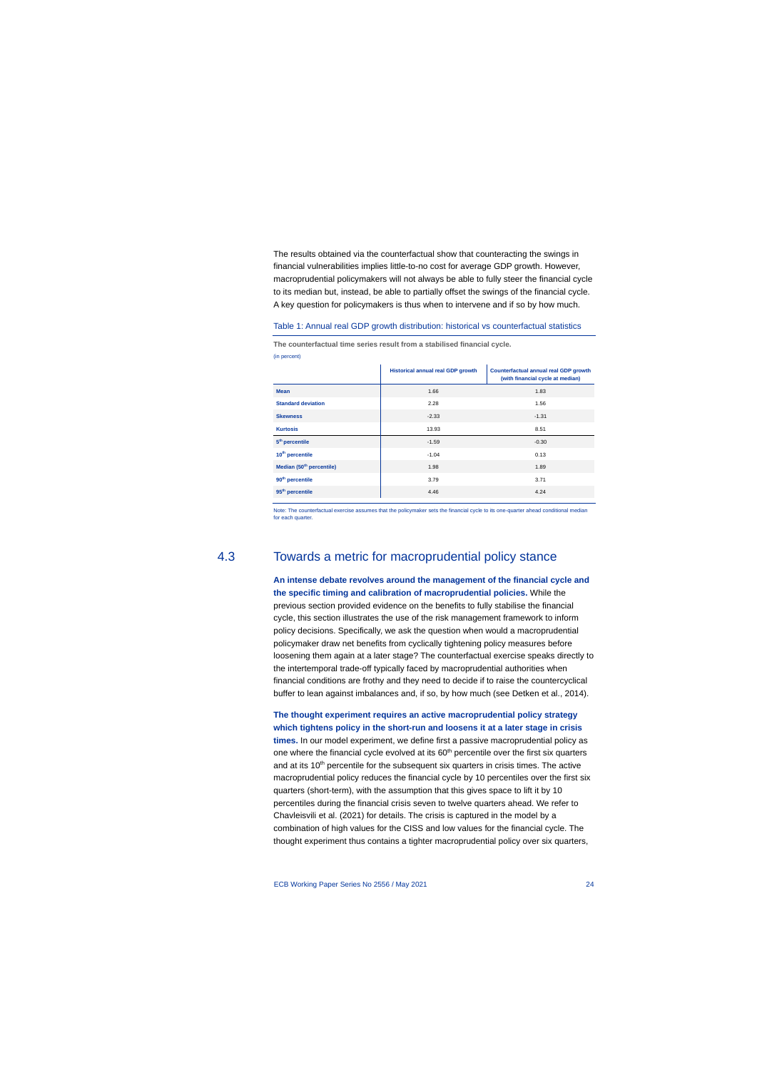The results obtained via the counterfactual show that counteracting the swings in financial vulnerabilities implies little-to-no cost for average GDP growth. However, macroprudential policymakers will not always be able to fully steer the financial cycle to its median but, instead, be able to partially offset the swings of the financial cycle. A key question for policymakers is thus when to intervene and if so by how much.

Table 1: Annual real GDP growth distribution: historical vs counterfactual statistics

**The counterfactual time series result from a stabilised financial cycle.**

(in percent)

| | Historical annual real GDP growth | Counterfactual annual real GDP growth (with financial cycle at median) |
|---|---|---|
| **Mean** | 1.66 | 1.83 |
| **Standard deviation** | 2.28 | 1.56 |
| **Skewness** | -2.33 | -1.31 |
| **Kurtosis** | 13.93 | 8.51 |
| **5th percentile** | -1.59 | -0.30 |
| **10th percentile** | -1.04 | 0.13 |
| **Median (50th percentile)** | 1.98 | 1.89 |
| **90th percentile** | 3.79 | 3.71 |
| **95th percentile** | 4.46 | 4.24 |

Note: The counterfactual exercise assumes that the policymaker sets the financial cycle to its one-quarter ahead conditional median for each quarter.

## 4.3 Towards a metric for macroprudential policy stance

**An intense debate revolves around the management of the financial cycle and the specific timing and calibration of macroprudential policies.** While the previous section provided evidence on the benefits to fully stabilise the financial cycle, this section illustrates the use of the risk management framework to inform policy decisions. Specifically, we ask the question when would a macroprudential policymaker draw net benefits from cyclically tightening policy measures before loosening them again at a later stage? The counterfactual exercise speaks directly to the intertemporal trade-off typically faced by macroprudential authorities when financial conditions are frothy and they need to decide if to raise the countercyclical buffer to lean against imbalances and, if so, by how much (see Detken et al., 2014).

**The thought experiment requires an active macroprudential policy strategy which tightens policy in the short-run and loosens it at a later stage in crisis times.** In our model experiment, we define first a passive macroprudential policy as one where the financial cycle evolved at its 60th percentile over the first six quarters and at its 10th percentile for the subsequent six quarters in crisis times. The active macroprudential policy reduces the financial cycle by 10 percentiles over the first six quarters (short-term), with the assumption that this gives space to lift it by 10 percentiles during the financial crisis seven to twelve quarters ahead. We refer to Chavleisvili et al. (2021) for details. The crisis is captured in the model by a combination of high values for the CISS and low values for the financial cycle. The thought experiment thus contains a tighter macroprudential policy over six quarters,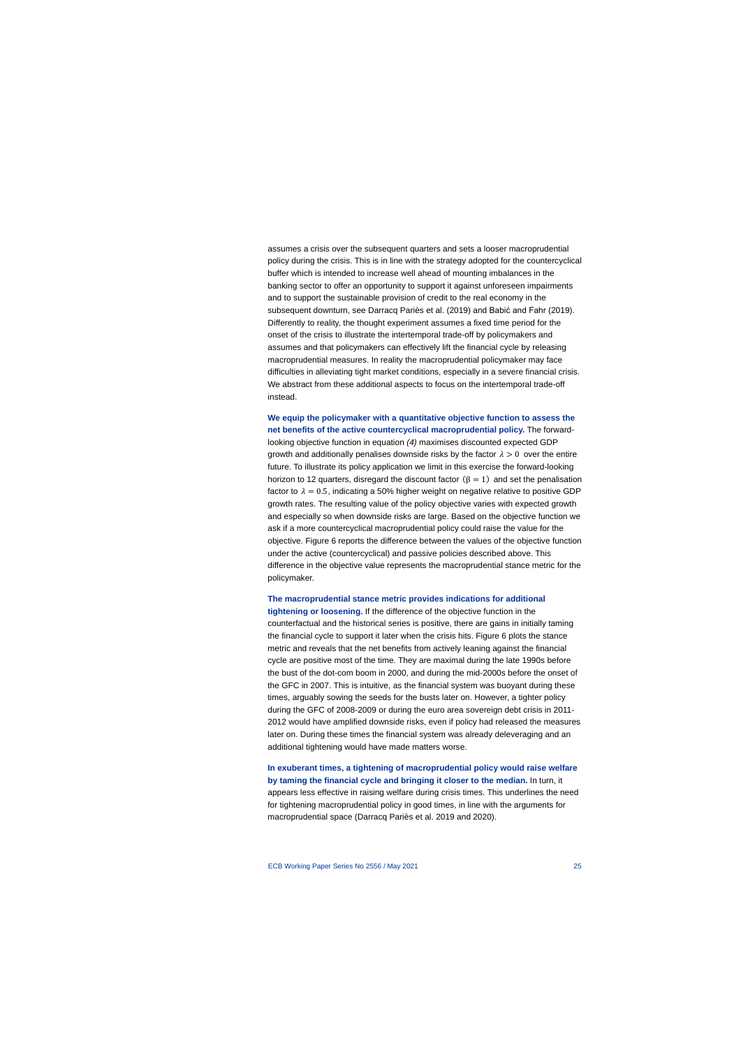assumes a crisis over the subsequent quarters and sets a looser macroprudential policy during the crisis. This is in line with the strategy adopted for the countercyclical buffer which is intended to increase well ahead of mounting imbalances in the banking sector to offer an opportunity to support it against unforeseen impairments and to support the sustainable provision of credit to the real economy in the subsequent downturn, see Darracq Pariès et al. (2019) and Babić and Fahr (2019). Differently to reality, the thought experiment assumes a fixed time period for the onset of the crisis to illustrate the intertemporal trade-off by policymakers and assumes and that policymakers can effectively lift the financial cycle by releasing macroprudential measures. In reality the macroprudential policymaker may face difficulties in alleviating tight market conditions, especially in a severe financial crisis. We abstract from these additional aspects to focus on the intertemporal trade-off instead.

**We equip the policymaker with a quantitative objective function to assess the net benefits of the active countercyclical macroprudential policy.** The forward-looking objective function in equation *(4)* maximises discounted expected GDP growth and additionally penalises downside risks by the factor $\lambda > 0$ over the entire future. To illustrate its policy application we limit in this exercise the forward-looking horizon to 12 quarters, disregard the discount factor $(\beta = 1)$ and set the penalisation factor to $\lambda = 0.5$, indicating a 50% higher weight on negative relative to positive GDP growth rates. The resulting value of the policy objective varies with expected growth and especially so when downside risks are large. Based on the objective function we ask if a more countercyclical macroprudential policy could raise the value for the objective. Figure 6 reports the difference between the values of the objective function under the active (countercyclical) and passive policies described above. This difference in the objective value represents the macroprudential stance metric for the policymaker.

**The macroprudential stance metric provides indications for additional tightening or loosening.** If the difference of the objective function in the counterfactual and the historical series is positive, there are gains in initially taming the financial cycle to support it later when the crisis hits. Figure 6 plots the stance metric and reveals that the net benefits from actively leaning against the financial cycle are positive most of the time. They are maximal during the late 1990s before the bust of the dot-com boom in 2000, and during the mid-2000s before the onset of the GFC in 2007. This is intuitive, as the financial system was buoyant during these times, arguably sowing the seeds for the busts later on. However, a tighter policy during the GFC of 2008-2009 or during the euro area sovereign debt crisis in 2011-2012 would have amplified downside risks, even if policy had released the measures later on. During these times the financial system was already deleveraging and an additional tightening would have made matters worse.

**In exuberant times, a tightening of macroprudential policy would raise welfare by taming the financial cycle and bringing it closer to the median.** In turn, it appears less effective in raising welfare during crisis times. This underlines the need for tightening macroprudential policy in good times, in line with the arguments for macroprudential space (Darracq Pariès et al. 2019 and 2020).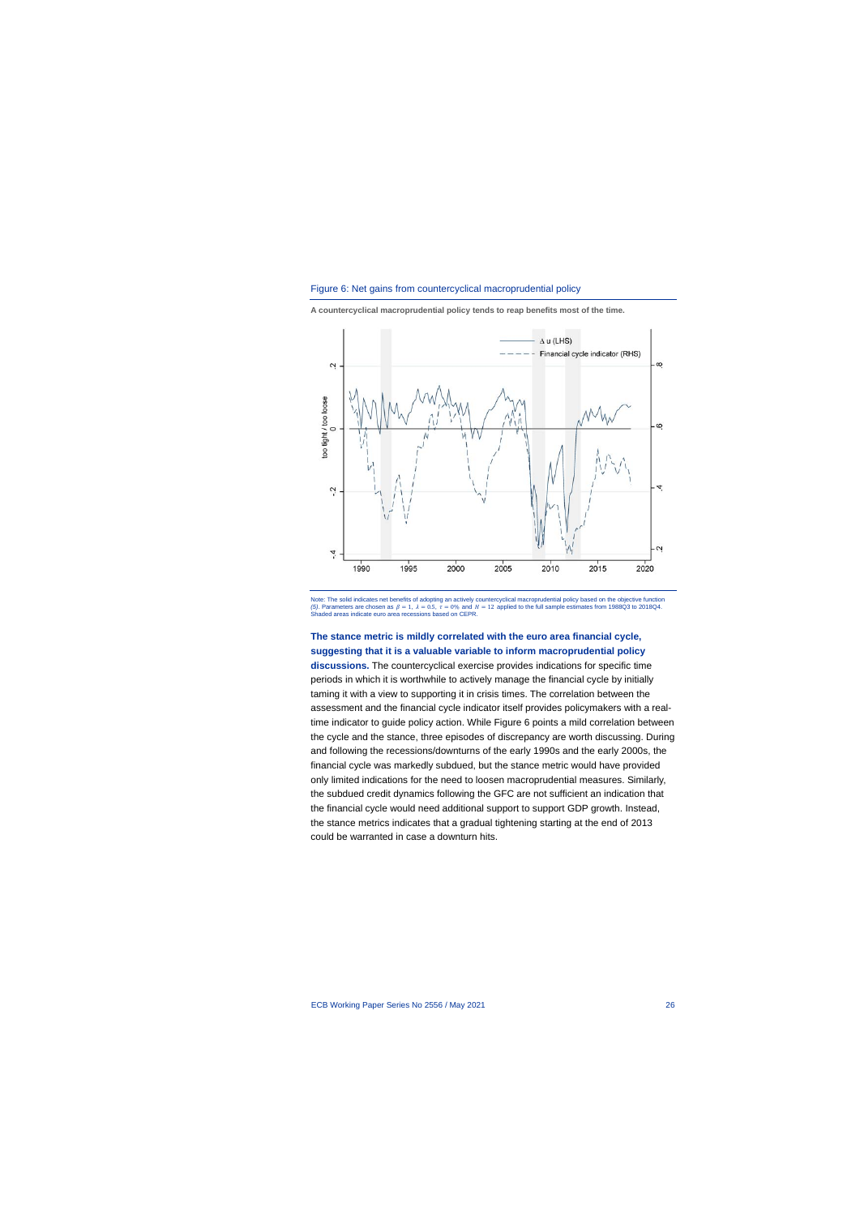Figure 6: Net gains from countercyclical macroprudential policy

**A countercyclical macroprudential policy tends to reap benefits most of the time.**

Note: The solid indicates net benefits of adopting an actively countercyclical macroprudential policy based on the objective function (5). Parameters are chosen as $\beta = 1$, $\lambda = 0.5$, $\tau = 0\%$ and $H = 12$ applied to the full sample estimates from 1988Q3 to 2018Q4. Shaded areas indicate euro area recessions based on CEPR.

**The stance metric is mildly correlated with the euro area financial cycle, suggesting that it is a valuable variable to inform macroprudential policy discussions.** The countercyclical exercise provides indications for specific time periods in which it is worthwhile to actively manage the financial cycle by initially taming it with a view to supporting it in crisis times. The correlation between the assessment and the financial cycle indicator itself provides policymakers with a real-time indicator to guide policy action. While Figure 6 points a mild correlation between the cycle and the stance, three episodes of discrepancy are worth discussing. During and following the recessions/downturns of the early 1990s and the early 2000s, the financial cycle was markedly subdued, but the stance metric would have provided only limited indications for the need to loosen macroprudential measures. Similarly, the subdued credit dynamics following the GFC are not sufficient an indication that the financial cycle would need additional support to support GDP growth. Instead, the stance metrics indicates that a gradual tightening starting at the end of 2013 could be warranted in case a downturn hits.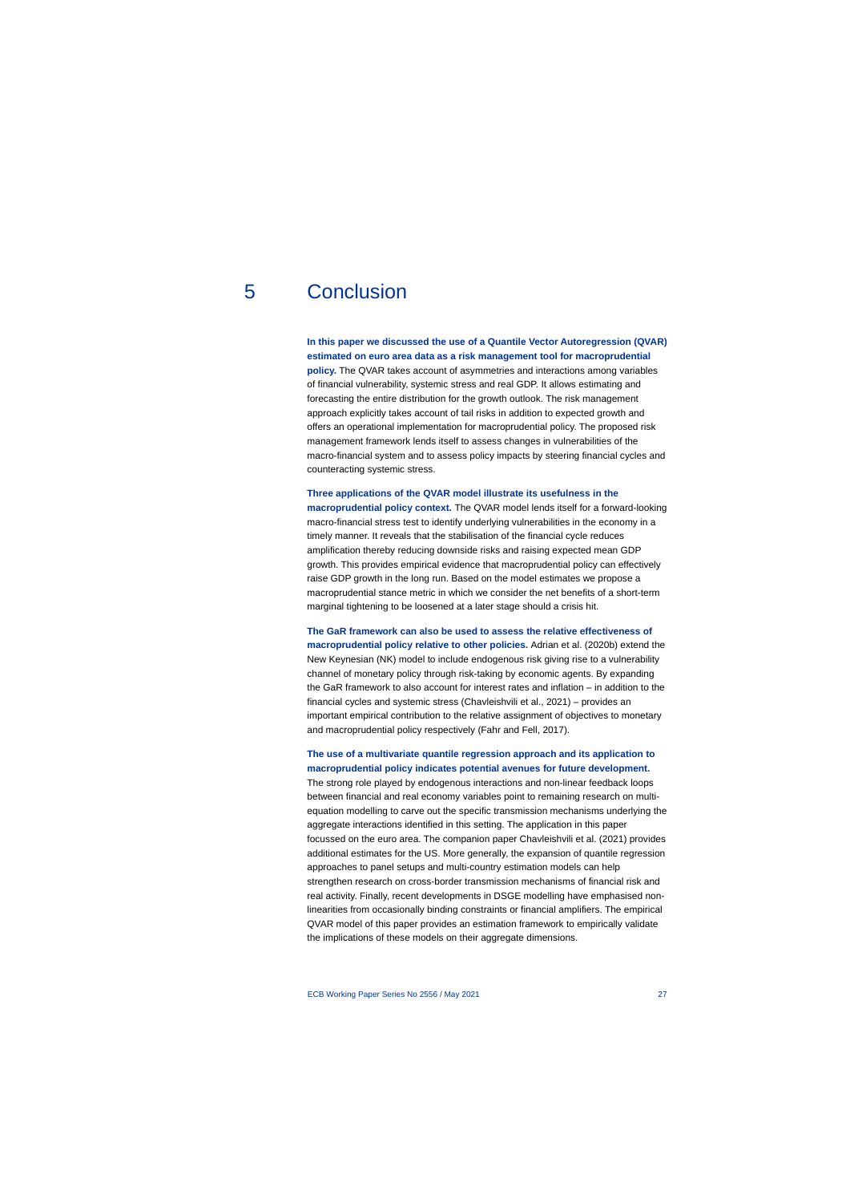# 5 Conclusion

**In this paper we discussed the use of a Quantile Vector Autoregression (QVAR) estimated on euro area data as a risk management tool for macroprudential policy.** The QVAR takes account of asymmetries and interactions among variables of financial vulnerability, systemic stress and real GDP. It allows estimating and forecasting the entire distribution for the growth outlook. The risk management approach explicitly takes account of tail risks in addition to expected growth and offers an operational implementation for macroprudential policy. The proposed risk management framework lends itself to assess changes in vulnerabilities of the macro-financial system and to assess policy impacts by steering financial cycles and counteracting systemic stress.

**Three applications of the QVAR model illustrate its usefulness in the macroprudential policy context.** The QVAR model lends itself for a forward-looking macro-financial stress test to identify underlying vulnerabilities in the economy in a timely manner. It reveals that the stabilisation of the financial cycle reduces amplification thereby reducing downside risks and raising expected mean GDP growth. This provides empirical evidence that macroprudential policy can effectively raise GDP growth in the long run. Based on the model estimates we propose a macroprudential stance metric in which we consider the net benefits of a short-term marginal tightening to be loosened at a later stage should a crisis hit.

**The GaR framework can also be used to assess the relative effectiveness of macroprudential policy relative to other policies.** Adrian et al. (2020b) extend the New Keynesian (NK) model to include endogenous risk giving rise to a vulnerability channel of monetary policy through risk-taking by economic agents. By expanding the GaR framework to also account for interest rates and inflation – in addition to the financial cycles and systemic stress (Chavleishvili et al., 2021) – provides an important empirical contribution to the relative assignment of objectives to monetary and macroprudential policy respectively (Fahr and Fell, 2017).

**The use of a multivariate quantile regression approach and its application to macroprudential policy indicates potential avenues for future development.** The strong role played by endogenous interactions and non-linear feedback loops between financial and real economy variables point to remaining research on multi-equation modelling to carve out the specific transmission mechanisms underlying the aggregate interactions identified in this setting. The application in this paper focussed on the euro area. The companion paper Chavleishvili et al. (2021) provides additional estimates for the US. More generally, the expansion of quantile regression approaches to panel setups and multi-country estimation models can help strengthen research on cross-border transmission mechanisms of financial risk and real activity. Finally, recent developments in DSGE modelling have emphasised non-linearities from occasionally binding constraints or financial amplifiers. The empirical QVAR model of this paper provides an estimation framework to empirically validate the implications of these models on their aggregate dimensions.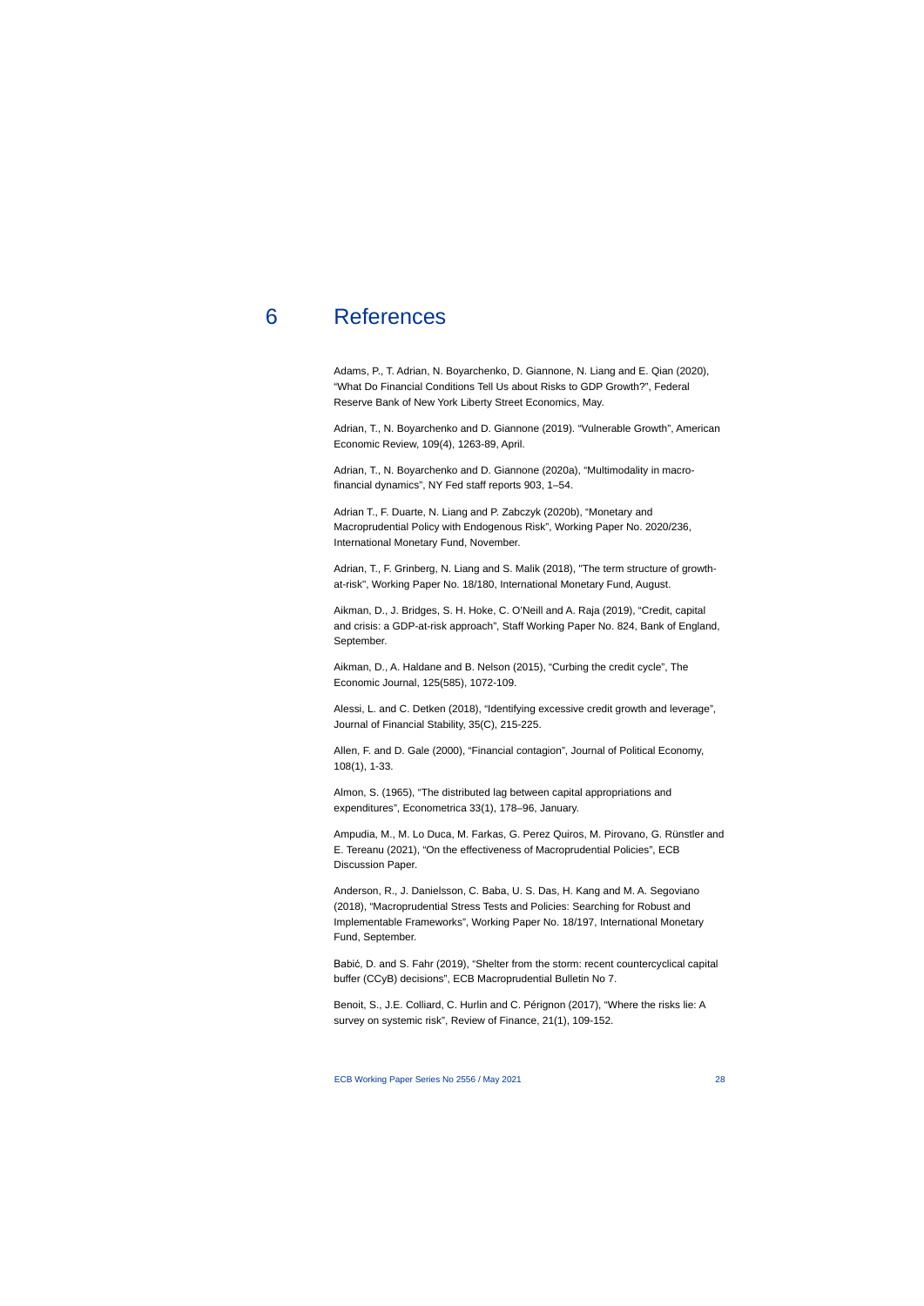# 6 References

Adams, P., T. Adrian, N. Boyarchenko, D. Giannone, N. Liang and E. Qian (2020), "What Do Financial Conditions Tell Us about Risks to GDP Growth?", Federal Reserve Bank of New York Liberty Street Economics, May.

Adrian, T., N. Boyarchenko and D. Giannone (2019). "Vulnerable Growth", American Economic Review, 109(4), 1263-89, April.

Adrian, T., N. Boyarchenko and D. Giannone (2020a), "Multimodality in macro-financial dynamics", NY Fed staff reports 903, 1–54.

Adrian T., F. Duarte, N. Liang and P. Zabczyk (2020b), "Monetary and Macroprudential Policy with Endogenous Risk", Working Paper No. 2020/236, International Monetary Fund, November.

Adrian, T., F. Grinberg, N. Liang and S. Malik (2018), "The term structure of growth-at-risk", Working Paper No. 18/180, International Monetary Fund, August.

Aikman, D., J. Bridges, S. H. Hoke, C. O'Neill and A. Raja (2019), "Credit, capital and crisis: a GDP-at-risk approach", Staff Working Paper No. 824, Bank of England, September.

Aikman, D., A. Haldane and B. Nelson (2015), "Curbing the credit cycle", The Economic Journal, 125(585), 1072-109.

Alessi, L. and C. Detken (2018), "Identifying excessive credit growth and leverage", Journal of Financial Stability, 35(C), 215-225.

Allen, F. and D. Gale (2000), "Financial contagion", Journal of Political Economy, 108(1), 1-33.

Almon, S. (1965), "The distributed lag between capital appropriations and expenditures", Econometrica 33(1), 178–96, January.

Ampudia, M., M. Lo Duca, M. Farkas, G. Perez Quiros, M. Pirovano, G. Rünstler and E. Tereanu (2021), "On the effectiveness of Macroprudential Policies", ECB Discussion Paper.

Anderson, R., J. Danielsson, C. Baba, U. S. Das, H. Kang and M. A. Segoviano (2018), "Macroprudential Stress Tests and Policies: Searching for Robust and Implementable Frameworks", Working Paper No. 18/197, International Monetary Fund, September.

Babić, D. and S. Fahr (2019), "Shelter from the storm: recent countercyclical capital buffer (CCyB) decisions", ECB Macroprudential Bulletin No 7.

Benoit, S., J.E. Colliard, C. Hurlin and C. Pérignon (2017), "Where the risks lie: A survey on systemic risk", Review of Finance, 21(1), 109-152.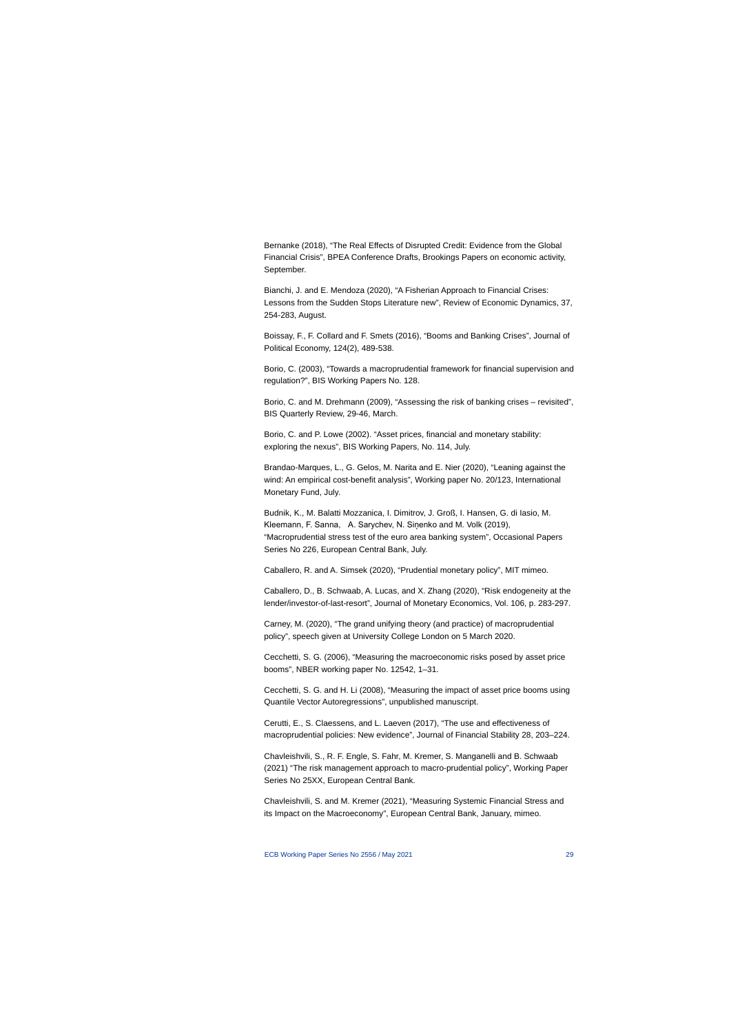Bernanke (2018), "The Real Effects of Disrupted Credit: Evidence from the Global Financial Crisis", BPEA Conference Drafts, Brookings Papers on economic activity, September.

Bianchi, J. and E. Mendoza (2020), "A Fisherian Approach to Financial Crises: Lessons from the Sudden Stops Literature new", Review of Economic Dynamics, 37, 254-283, August.

Boissay, F., F. Collard and F. Smets (2016), "Booms and Banking Crises", Journal of Political Economy, 124(2), 489-538.

Borio, C. (2003), "Towards a macroprudential framework for financial supervision and regulation?", BIS Working Papers No. 128.

Borio, C. and M. Drehmann (2009), "Assessing the risk of banking crises – revisited", BIS Quarterly Review, 29-46, March.

Borio, C. and P. Lowe (2002). "Asset prices, financial and monetary stability: exploring the nexus", BIS Working Papers, No. 114, July.

Brandao-Marques, L., G. Gelos, M. Narita and E. Nier (2020), "Leaning against the wind: An empirical cost-benefit analysis", Working paper No. 20/123, International Monetary Fund, July.

Budnik, K., M. Balatti Mozzanica, I. Dimitrov, J. Groß, I. Hansen, G. di Iasio, M. Kleemann, F. Sanna, A. Sarychev, N. Siņenko and M. Volk (2019), "Macroprudential stress test of the euro area banking system", Occasional Papers Series No 226, European Central Bank, July.

Caballero, R. and A. Simsek (2020), "Prudential monetary policy", MIT mimeo.

Caballero, D., B. Schwaab, A. Lucas, and X. Zhang (2020), "Risk endogeneity at the lender/investor-of-last-resort", Journal of Monetary Economics, Vol. 106, p. 283-297.

Carney, M. (2020), "The grand unifying theory (and practice) of macroprudential policy", speech given at University College London on 5 March 2020.

Cecchetti, S. G. (2006), "Measuring the macroeconomic risks posed by asset price booms", NBER working paper No. 12542, 1–31.

Cecchetti, S. G. and H. Li (2008), "Measuring the impact of asset price booms using Quantile Vector Autoregressions", unpublished manuscript.

Cerutti, E., S. Claessens, and L. Laeven (2017), "The use and effectiveness of macroprudential policies: New evidence", Journal of Financial Stability 28, 203–224.

Chavleishvili, S., R. F. Engle, S. Fahr, M. Kremer, S. Manganelli and B. Schwaab (2021) "The risk management approach to macro-prudential policy", Working Paper Series No 25XX, European Central Bank.

Chavleishvili, S. and M. Kremer (2021), "Measuring Systemic Financial Stress and its Impact on the Macroeconomy", European Central Bank, January, mimeo.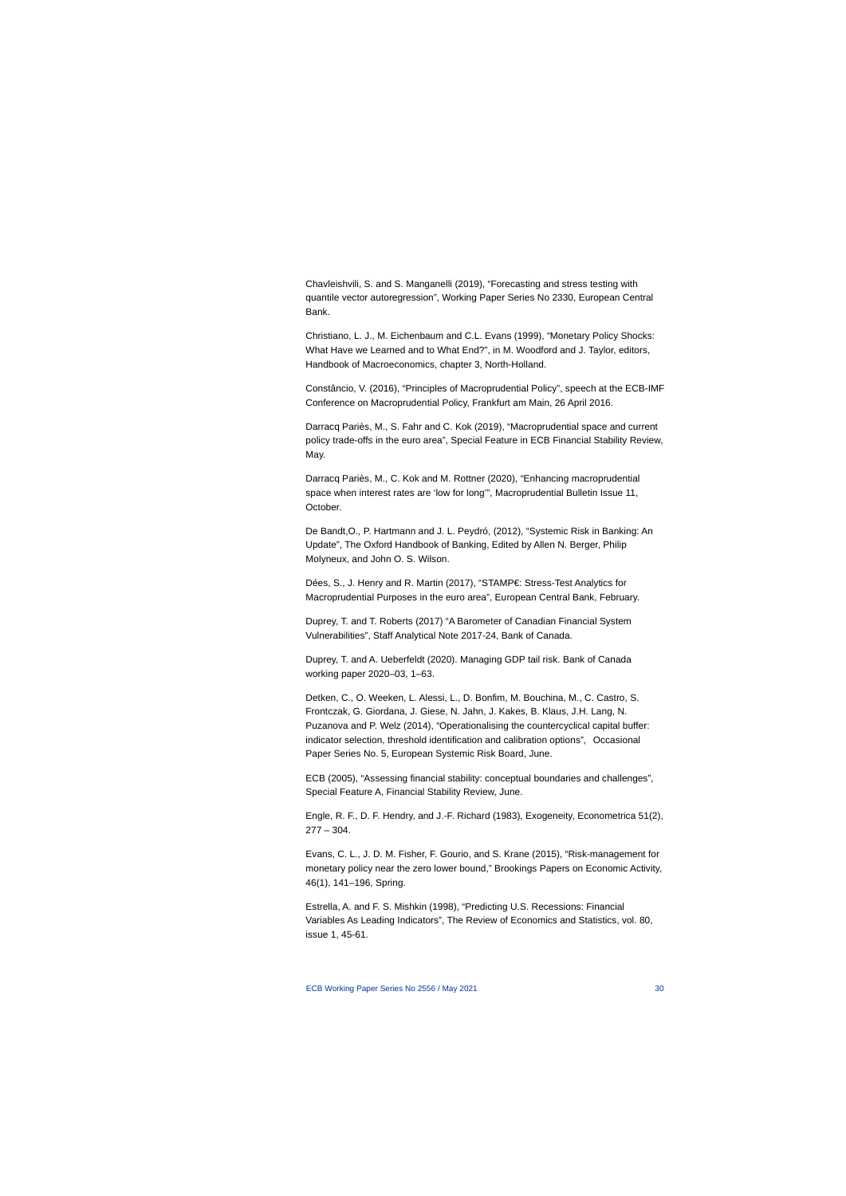Chavleishvili, S. and S. Manganelli (2019), "Forecasting and stress testing with quantile vector autoregression", Working Paper Series No 2330, European Central Bank.

Christiano, L. J., M. Eichenbaum and C.L. Evans (1999), "Monetary Policy Shocks: What Have we Learned and to What End?", in M. Woodford and J. Taylor, editors, Handbook of Macroeconomics, chapter 3, North-Holland.

Constâncio, V. (2016), "Principles of Macroprudential Policy", speech at the ECB-IMF Conference on Macroprudential Policy, Frankfurt am Main, 26 April 2016.

Darracq Pariès, M., S. Fahr and C. Kok (2019), "Macroprudential space and current policy trade-offs in the euro area", Special Feature in ECB Financial Stability Review, May.

Darracq Pariès, M., C. Kok and M. Rottner (2020), "Enhancing macroprudential space when interest rates are 'low for long'", Macroprudential Bulletin Issue 11, October.

De Bandt,O., P. Hartmann and J. L. Peydró, (2012), "Systemic Risk in Banking: An Update", The Oxford Handbook of Banking, Edited by Allen N. Berger, Philip Molyneux, and John O. S. Wilson.

Dées, S., J. Henry and R. Martin (2017), "STAMP€: Stress-Test Analytics for Macroprudential Purposes in the euro area", European Central Bank, February.

Duprey, T. and T. Roberts (2017) "A Barometer of Canadian Financial System Vulnerabilities", Staff Analytical Note 2017-24, Bank of Canada.

Duprey, T. and A. Ueberfeldt (2020). Managing GDP tail risk. Bank of Canada working paper 2020–03, 1–63.

Detken, C., O. Weeken, L. Alessi, L., D. Bonfim, M. Bouchina, M., C. Castro, S. Frontczak, G. Giordana, J. Giese, N. Jahn, J. Kakes, B. Klaus, J.H. Lang, N. Puzanova and P. Welz (2014), "Operationalising the countercyclical capital buffer: indicator selection, threshold identification and calibration options", Occasional Paper Series No. 5, European Systemic Risk Board, June.

ECB (2005), "Assessing financial stability: conceptual boundaries and challenges", Special Feature A, Financial Stability Review, June.

Engle, R. F., D. F. Hendry, and J.-F. Richard (1983), Exogeneity, Econometrica 51(2), 277 – 304.

Evans, C. L., J. D. M. Fisher, F. Gourio, and S. Krane (2015), "Risk-management for monetary policy near the zero lower bound," Brookings Papers on Economic Activity, 46(1), 141–196, Spring.

Estrella, A. and F. S. Mishkin (1998), "Predicting U.S. Recessions: Financial Variables As Leading Indicators", The Review of Economics and Statistics, vol. 80, issue 1, 45-61.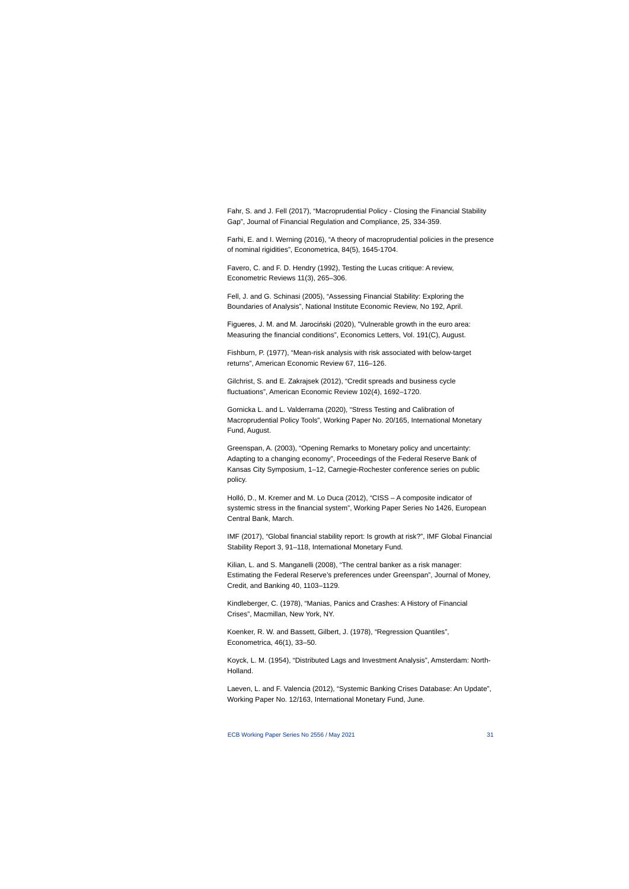Fahr, S. and J. Fell (2017), "Macroprudential Policy - Closing the Financial Stability Gap", Journal of Financial Regulation and Compliance, 25, 334-359.

Farhi, E. and I. Werning (2016), "A theory of macroprudential policies in the presence of nominal rigidities", Econometrica, 84(5), 1645-1704.

Favero, C. and F. D. Hendry (1992), Testing the Lucas critique: A review, Econometric Reviews 11(3), 265–306.

Fell, J. and G. Schinasi (2005), "Assessing Financial Stability: Exploring the Boundaries of Analysis", National Institute Economic Review, No 192, April.

Figueres, J. M. and M. Jarociński (2020), "Vulnerable growth in the euro area: Measuring the financial conditions", Economics Letters, Vol. 191(C), August.

Fishburn, P. (1977), "Mean-risk analysis with risk associated with below-target returns", American Economic Review 67, 116–126.

Gilchrist, S. and E. Zakrajsek (2012), "Credit spreads and business cycle fluctuations", American Economic Review 102(4), 1692–1720.

Gornicka L. and L. Valderrama (2020), "Stress Testing and Calibration of Macroprudential Policy Tools", Working Paper No. 20/165, International Monetary Fund, August.

Greenspan, A. (2003), "Opening Remarks to Monetary policy and uncertainty: Adapting to a changing economy", Proceedings of the Federal Reserve Bank of Kansas City Symposium, 1–12, Carnegie-Rochester conference series on public policy.

Holló, D., M. Kremer and M. Lo Duca (2012), "CISS – A composite indicator of systemic stress in the financial system", Working Paper Series No 1426, European Central Bank, March.

IMF (2017), "Global financial stability report: Is growth at risk?", IMF Global Financial Stability Report 3, 91–118, International Monetary Fund.

Kilian, L. and S. Manganelli (2008), "The central banker as a risk manager: Estimating the Federal Reserve's preferences under Greenspan", Journal of Money, Credit, and Banking 40, 1103–1129.

Kindleberger, C. (1978), "Manias, Panics and Crashes: A History of Financial Crises", Macmillan, New York, NY.

Koenker, R. W. and Bassett, Gilbert, J. (1978), "Regression Quantiles", Econometrica, 46(1), 33–50.

Koyck, L. M. (1954), "Distributed Lags and Investment Analysis", Amsterdam: North-Holland.

Laeven, L. and F. Valencia (2012), "Systemic Banking Crises Database: An Update", Working Paper No. 12/163, International Monetary Fund, June.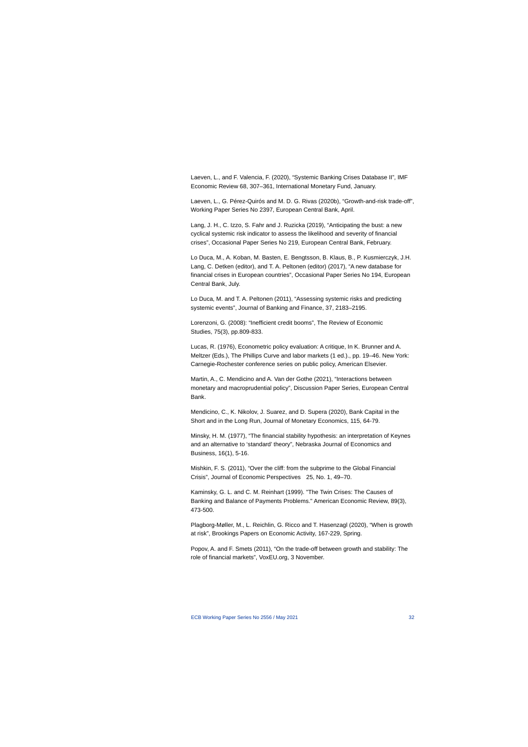Laeven, L., and F. Valencia, F. (2020), "Systemic Banking Crises Database II", IMF Economic Review 68, 307–361, International Monetary Fund, January.

Laeven, L., G. Pérez-Quirós and M. D. G. Rivas (2020b), "Growth-and-risk trade-off", Working Paper Series No 2397, European Central Bank, April.

Lang, J. H., C. Izzo, S. Fahr and J. Ruzicka (2019), "Anticipating the bust: a new cyclical systemic risk indicator to assess the likelihood and severity of financial crises", Occasional Paper Series No 219, European Central Bank, February.

Lo Duca, M., A. Koban, M. Basten, E. Bengtsson, B. Klaus, B., P. Kusmierczyk, J.H. Lang, C. Detken (editor), and T. A. Peltonen (editor) (2017), "A new database for financial crises in European countries", Occasional Paper Series No 194, European Central Bank, July.

Lo Duca, M. and T. A. Peltonen (2011), "Assessing systemic risks and predicting systemic events", Journal of Banking and Finance, 37, 2183–2195.

Lorenzoni, G. (2008): "Inefficient credit booms", The Review of Economic Studies, 75(3), pp.809-833.

Lucas, R. (1976), Econometric policy evaluation: A critique, In K. Brunner and A. Meltzer (Eds.), The Phillips Curve and labor markets (1 ed.)., pp. 19–46. New York: Carnegie-Rochester conference series on public policy, American Elsevier.

Martin, A., C. Mendicino and A. Van der Gothe (2021), "Interactions between monetary and macroprudential policy", Discussion Paper Series, European Central Bank.

Mendicino, C., K. Nikolov, J. Suarez, and D. Supera (2020), Bank Capital in the Short and in the Long Run, Journal of Monetary Economics, 115, 64-79.

Minsky, H. M. (1977), "The financial stability hypothesis: an interpretation of Keynes and an alternative to 'standard' theory", Nebraska Journal of Economics and Business, 16(1), 5-16.

Mishkin, F. S. (2011), "Over the cliff: from the subprime to the Global Financial Crisis", Journal of Economic Perspectives 25, No. 1, 49–70.

Kaminsky, G. L. and C. M. Reinhart (1999). "The Twin Crises: The Causes of Banking and Balance of Payments Problems." American Economic Review, 89(3), 473-500.

Plagborg-Møller, M., L. Reichlin, G. Ricco and T. Hasenzagl (2020), "When is growth at risk", Brookings Papers on Economic Activity, 167-229, Spring.

Popov, A. and F. Smets (2011), "On the trade-off between growth and stability: The role of financial markets", VoxEU.org, 3 November.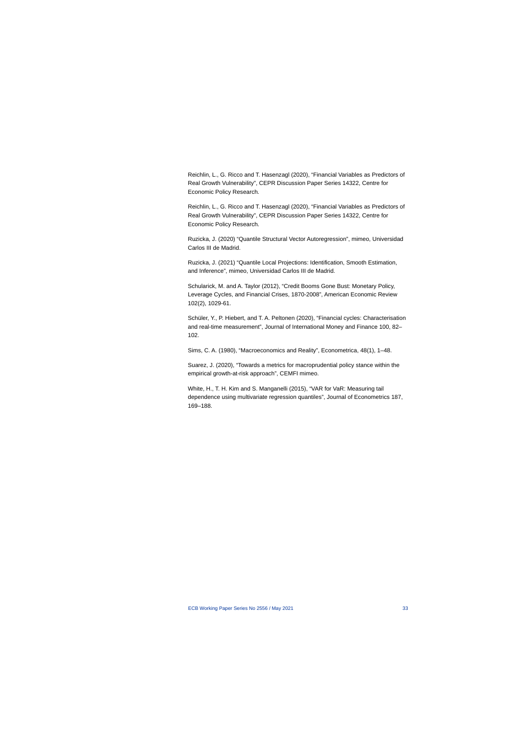Reichlin, L., G. Ricco and T. Hasenzagl (2020), "Financial Variables as Predictors of Real Growth Vulnerability", CEPR Discussion Paper Series 14322, Centre for Economic Policy Research.

Reichlin, L., G. Ricco and T. Hasenzagl (2020), "Financial Variables as Predictors of Real Growth Vulnerability", CEPR Discussion Paper Series 14322, Centre for Economic Policy Research.

Ruzicka, J. (2020) "Quantile Structural Vector Autoregression", mimeo, Universidad Carlos III de Madrid.

Ruzicka, J. (2021) "Quantile Local Projections: Identification, Smooth Estimation, and Inference", mimeo, Universidad Carlos III de Madrid.

Schularick, M. and A. Taylor (2012), "Credit Booms Gone Bust: Monetary Policy, Leverage Cycles, and Financial Crises, 1870-2008", American Economic Review 102(2), 1029-61.

Schüler, Y., P. Hiebert, and T. A. Peltonen (2020), "Financial cycles: Characterisation and real-time measurement", Journal of International Money and Finance 100, 82–102.

Sims, C. A. (1980), "Macroeconomics and Reality", Econometrica, 48(1), 1–48.

Suarez, J. (2020), "Towards a metrics for macroprudential policy stance within the empirical growth-at-risk approach", CEMFI mimeo.

White, H., T. H. Kim and S. Manganelli (2015), "VAR for VaR: Measuring tail dependence using multivariate regression quantiles", Journal of Econometrics 187, 169–188.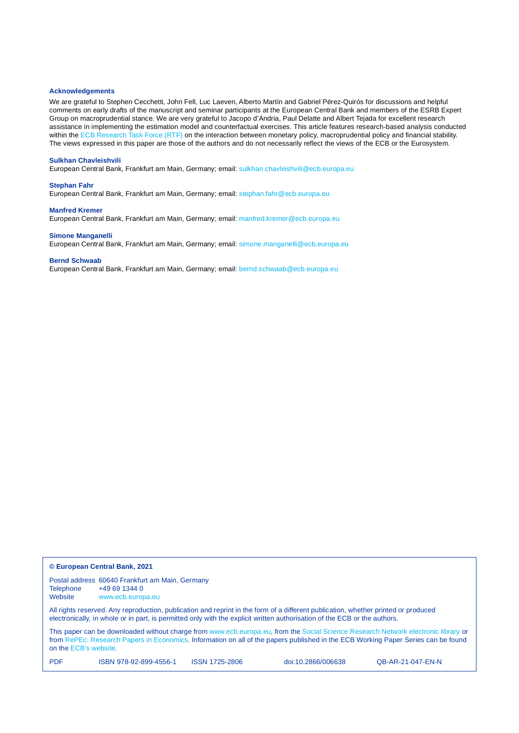### Acknowledgements

We are grateful to Stephen Cecchetti, John Fell, Luc Laeven, Alberto Martín and Gabriel Pérez-Quirós for discussions and helpful comments on early drafts of the manuscript and seminar participants at the European Central Bank and members of the ESRB Expert Group on macroprudential stance. We are very grateful to Jacopo d'Andria, Paul Delatte and Albert Tejada for excellent research assistance in implementing the estimation model and counterfactual exercises. This article features research-based analysis conducted within the ECB Research Task Force (RTF) on the interaction between monetary policy, macroprudential policy and financial stability. The views expressed in this paper are those of the authors and do not necessarily reflect the views of the ECB or the Eurosystem.

**Sulkhan Chavleishvili**
European Central Bank, Frankfurt am Main, Germany; email: sulkhan.chavleishvili@ecb.europa.eu

**Stephan Fahr**
European Central Bank, Frankfurt am Main, Germany; email: stephan.fahr@ecb.europa.eu

**Manfred Kremer**
European Central Bank, Frankfurt am Main, Germany; email: manfred.kremer@ecb.europa.eu

**Simone Manganelli**
European Central Bank, Frankfurt am Main, Germany; email: simone.manganelli@ecb.europa.eu

**Bernd Schwaab**
European Central Bank, Frankfurt am Main, Germany; email: bernd.schwaab@ecb.europa.eu

**© European Central Bank, 2021**

Postal address 60640 Frankfurt am Main, Germany
Telephone +49 69 1344 0
Website www.ecb.europa.eu

All rights reserved. Any reproduction, publication and reprint in the form of a different publication, whether printed or produced electronically, in whole or in part, is permitted only with the explicit written authorisation of the ECB or the authors.

This paper can be downloaded without charge from www.ecb.europa.eu, from the Social Science Research Network electronic library or from RePEc: Research Papers in Economics. Information on all of the papers published in the ECB Working Paper Series can be found on the ECB's website.

PDF ISBN 978-92-899-4556-1 ISSN 1725-2806 doi:10.2866/006638 QB-AR-21-047-EN-N